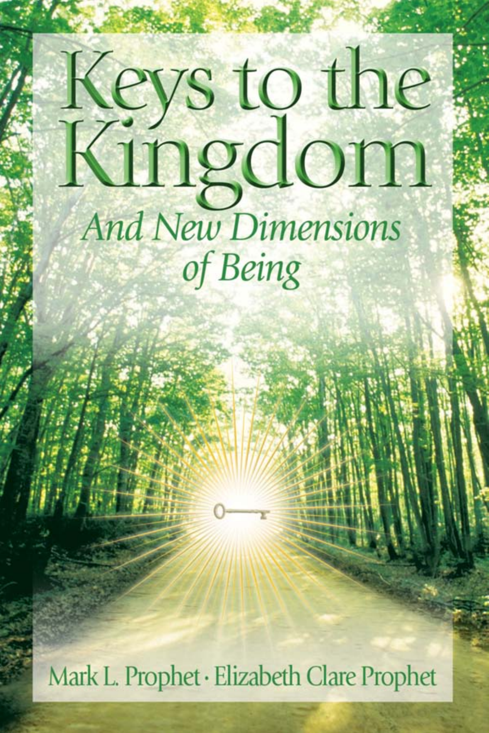# Keys to the Kingdom

## *And New Dimensions of Being*

Mark L. Prophet · Elizabeth Clare Prophet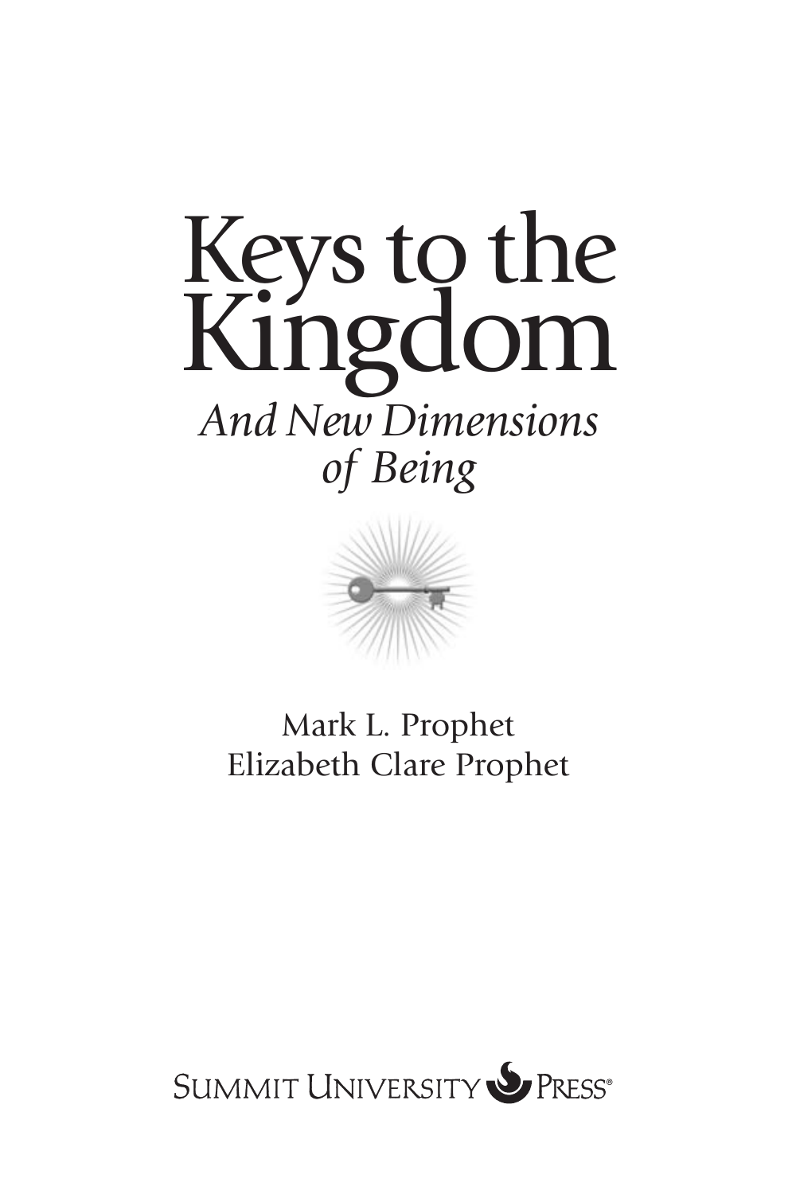# Keys to the Kingdom

## *And New Dimensions of Being*

Mark L. Prophet
Elizabeth Clare Prophet

Summit University Press®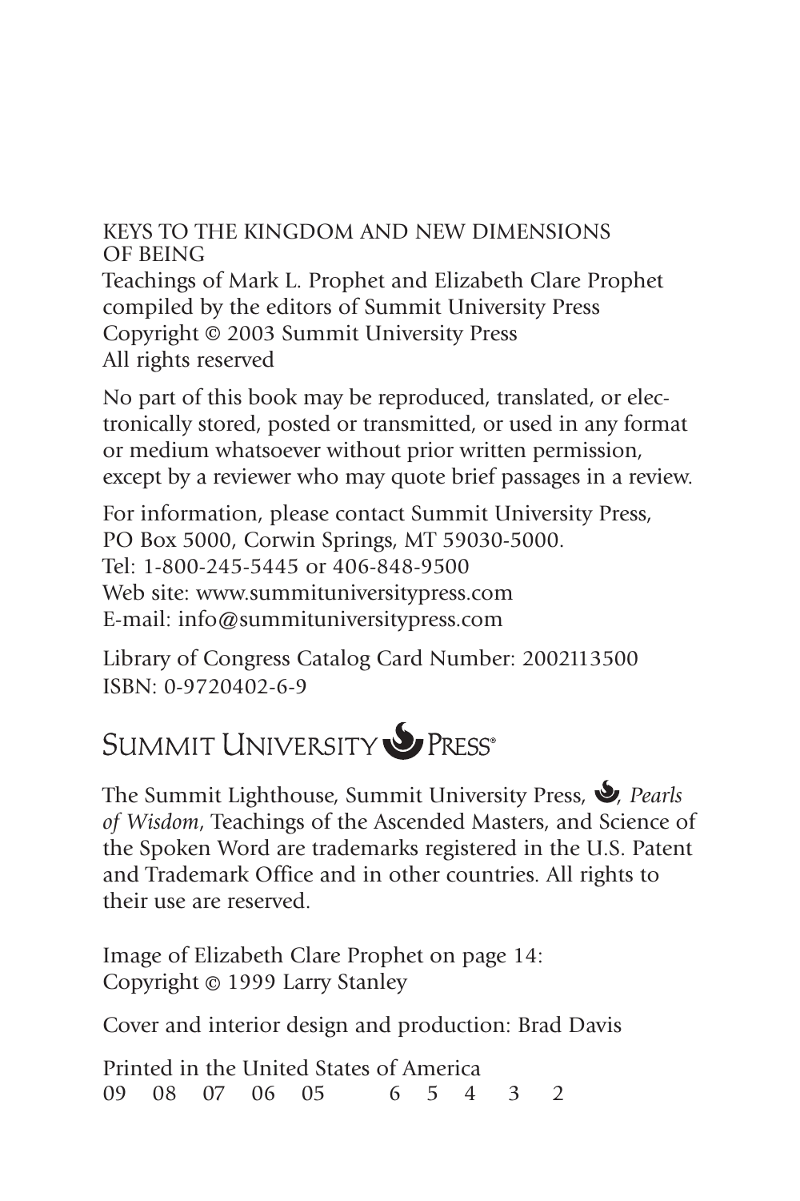KEYS TO THE KINGDOM AND NEW DIMENSIONS OF BEING
Teachings of Mark L. Prophet and Elizabeth Clare Prophet
compiled by the editors of Summit University Press
Copyright © 2003 Summit University Press
All rights reserved

No part of this book may be reproduced, translated, or electronically stored, posted or transmitted, or used in any format or medium whatsoever without prior written permission, except by a reviewer who may quote brief passages in a review.

For information, please contact Summit University Press,
PO Box 5000, Corwin Springs, MT 59030-5000.
Tel: 1-800-245-5445 or 406-848-9500
Web site: www.summituniversitypress.com
E-mail: info@summituniversitypress.com

Library of Congress Catalog Card Number: 2002113500
ISBN: 0-9720402-6-9

SUMMIT UNIVERSITY PRESS®

The Summit Lighthouse, Summit University Press, , *Pearls of Wisdom*, Teachings of the Ascended Masters, and Science of the Spoken Word are trademarks registered in the U.S. Patent and Trademark Office and in other countries. All rights to their use are reserved.

Image of Elizabeth Clare Prophet on page 14:
Copyright © 1999 Larry Stanley

Cover and interior design and production: Brad Davis

Printed in the United States of America
09 08 07 06 05 6 5 4 3 2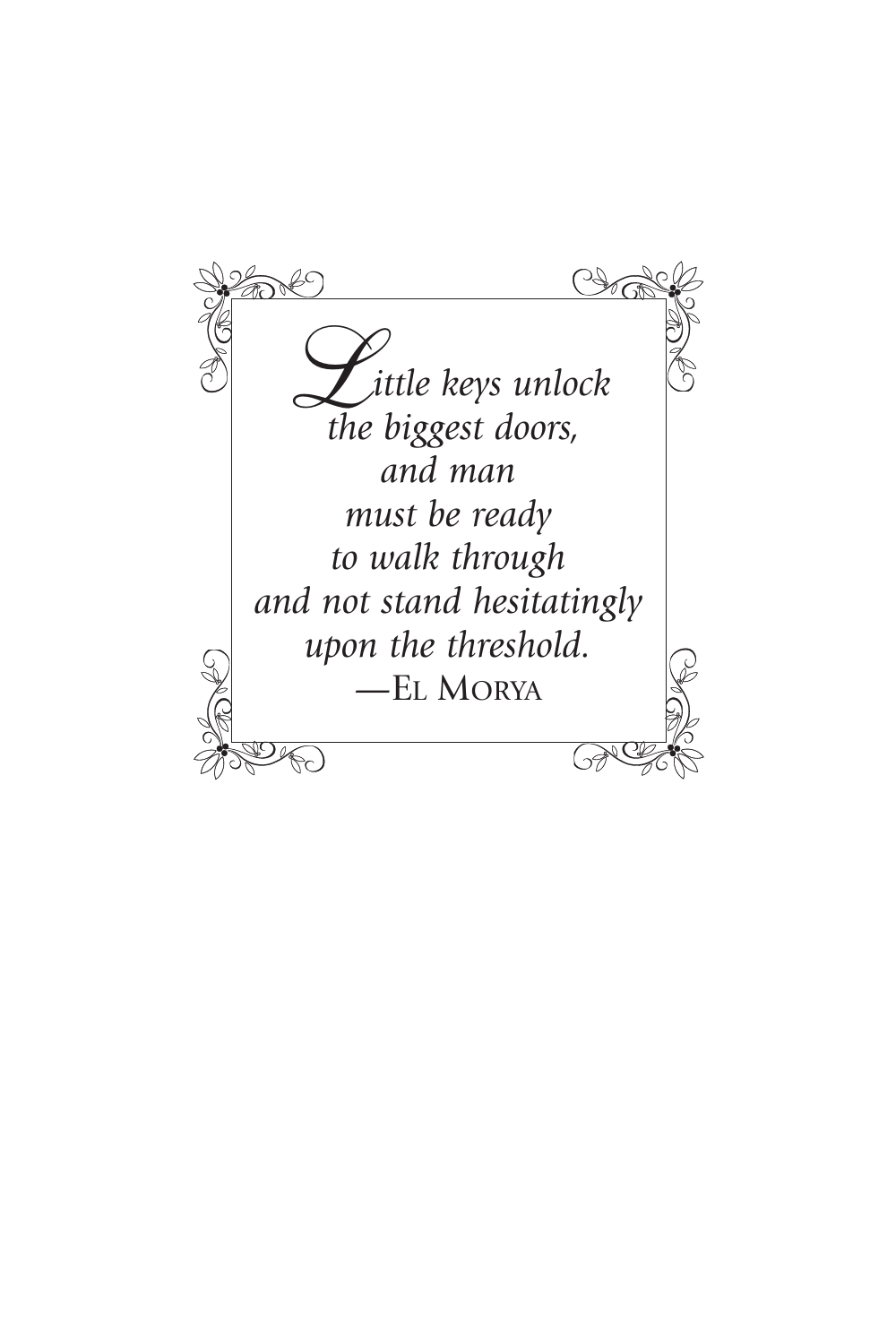*Little keys unlock*
*the biggest doors,*
*and man*
*must be ready*
*to walk through*
*and not stand hesitatingly*
*upon the threshold.*

—El Morya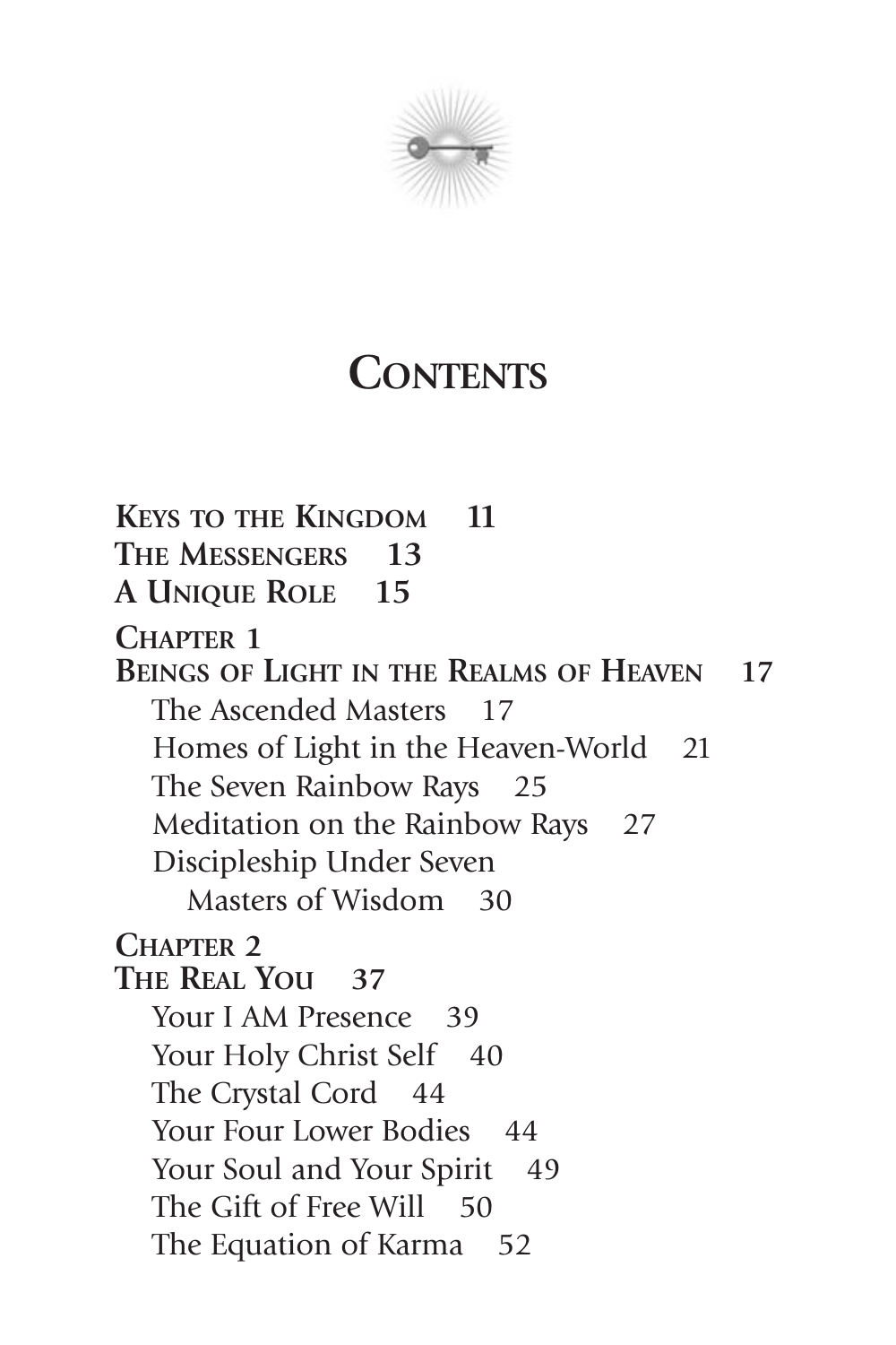# CONTENTS

**KEYS TO THE KINGDOM 11**

**THE MESSENGERS 13**

**A UNIQUE ROLE 15**

**CHAPTER 1**
**BEINGS OF LIGHT IN THE REALMS OF HEAVEN 17**

- The Ascended Masters 17
- Homes of Light in the Heaven-World 21
- The Seven Rainbow Rays 25
- Meditation on the Rainbow Rays 27
- Discipleship Under Seven Masters of Wisdom 30

**CHAPTER 2**
**THE REAL YOU 37**

- Your I AM Presence 39
- Your Holy Christ Self 40
- The Crystal Cord 44
- Your Four Lower Bodies 44
- Your Soul and Your Spirit 49
- The Gift of Free Will 50
- The Equation of Karma 52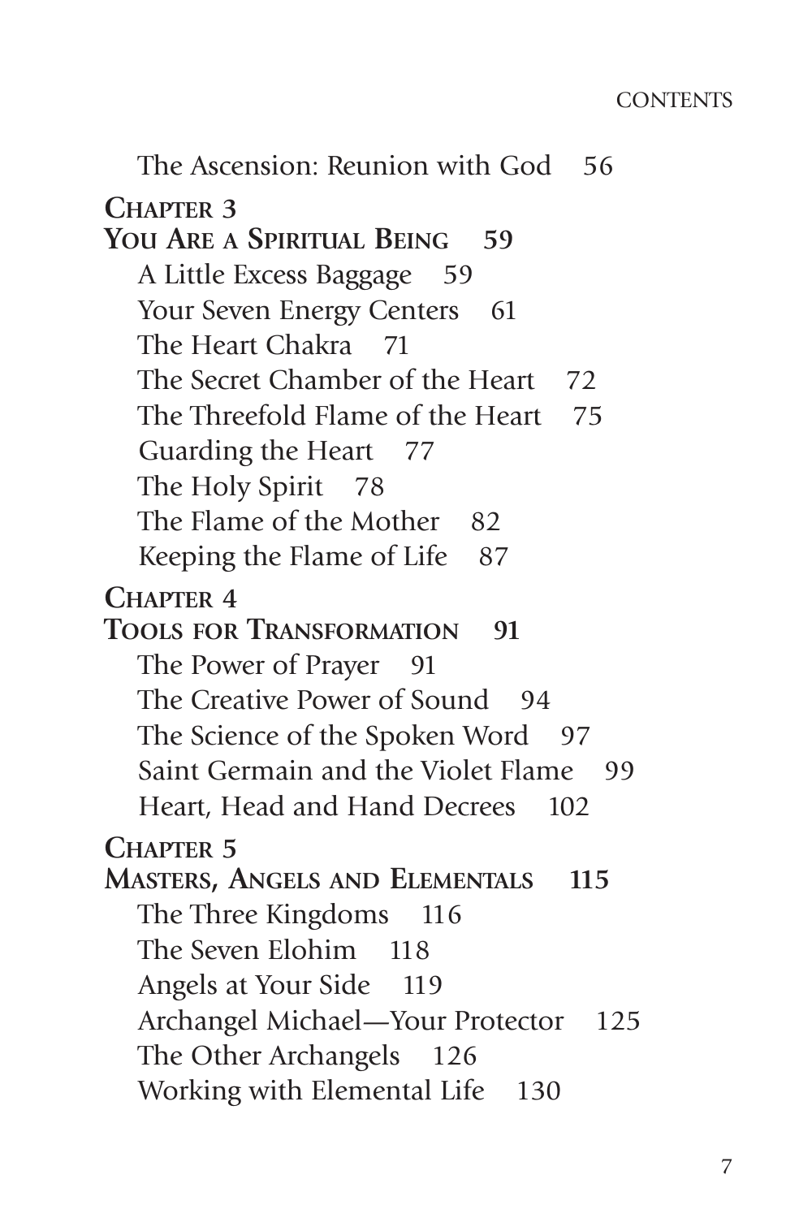The Ascension: Reunion with God 56

**CHAPTER 3**
**YOU ARE A SPIRITUAL BEING 59**

A Little Excess Baggage 59
Your Seven Energy Centers 61
The Heart Chakra 71
The Secret Chamber of the Heart 72
The Threefold Flame of the Heart 75
Guarding the Heart 77
The Holy Spirit 78
The Flame of the Mother 82
Keeping the Flame of Life 87

**CHAPTER 4**
**TOOLS FOR TRANSFORMATION 91**

The Power of Prayer 91
The Creative Power of Sound 94
The Science of the Spoken Word 97
Saint Germain and the Violet Flame 99
Heart, Head and Hand Decrees 102

**CHAPTER 5**
**MASTERS, ANGELS AND ELEMENTALS 115**

The Three Kingdoms 116
The Seven Elohim 118
Angels at Your Side 119
Archangel Michael—Your Protector 125
The Other Archangels 126
Working with Elemental Life 130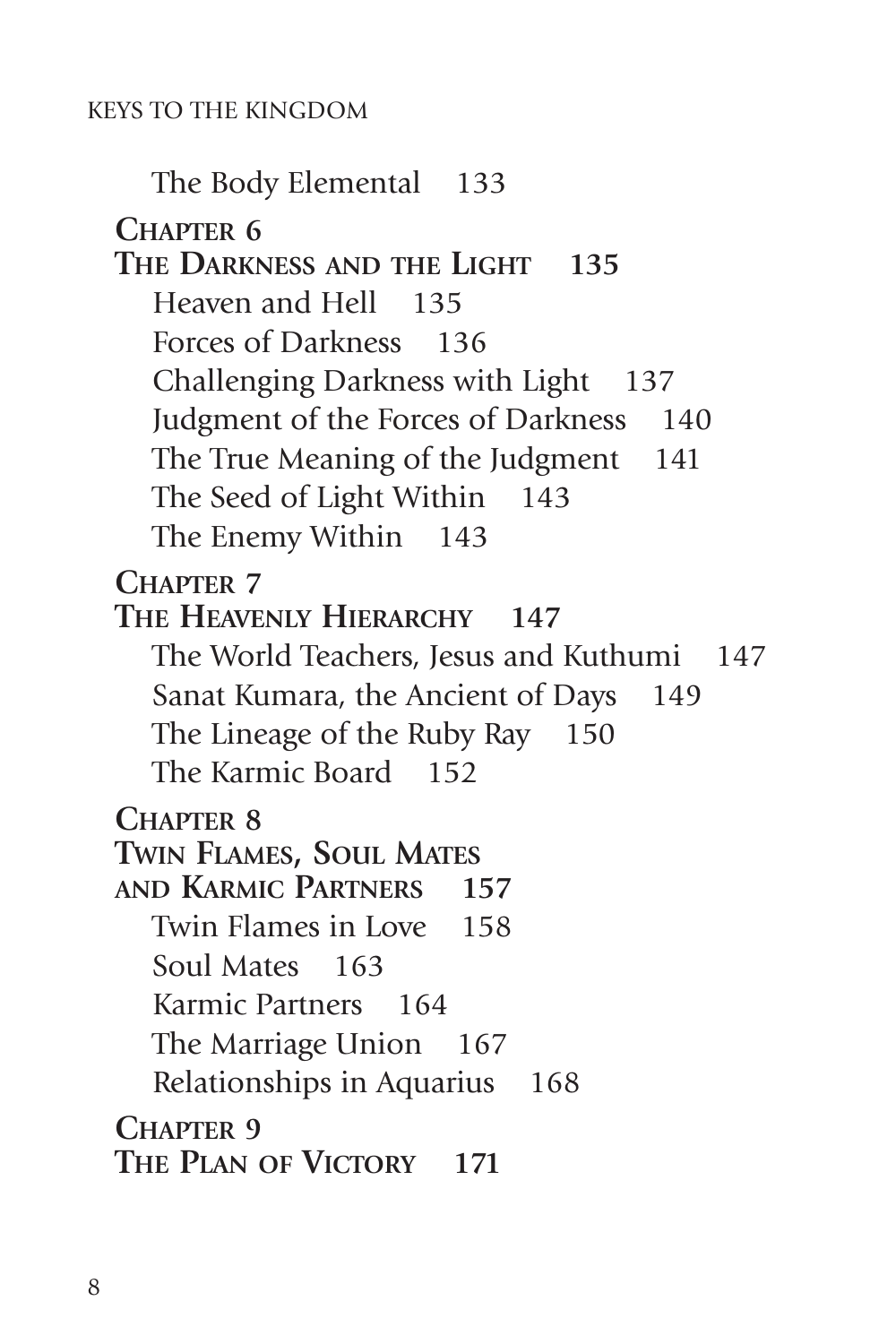The Body Elemental 133

**CHAPTER 6**
**THE DARKNESS AND THE LIGHT 135**

Heaven and Hell 135
Forces of Darkness 136
Challenging Darkness with Light 137
Judgment of the Forces of Darkness 140
The True Meaning of the Judgment 141
The Seed of Light Within 143
The Enemy Within 143

**CHAPTER 7**
**THE HEAVENLY HIERARCHY 147**

The World Teachers, Jesus and Kuthumi 147
Sanat Kumara, the Ancient of Days 149
The Lineage of the Ruby Ray 150
The Karmic Board 152

**CHAPTER 8**
**TWIN FLAMES, SOUL MATES AND KARMIC PARTNERS 157**

Twin Flames in Love 158
Soul Mates 163
Karmic Partners 164
The Marriage Union 167
Relationships in Aquarius 168

**CHAPTER 9**
**THE PLAN OF VICTORY 171**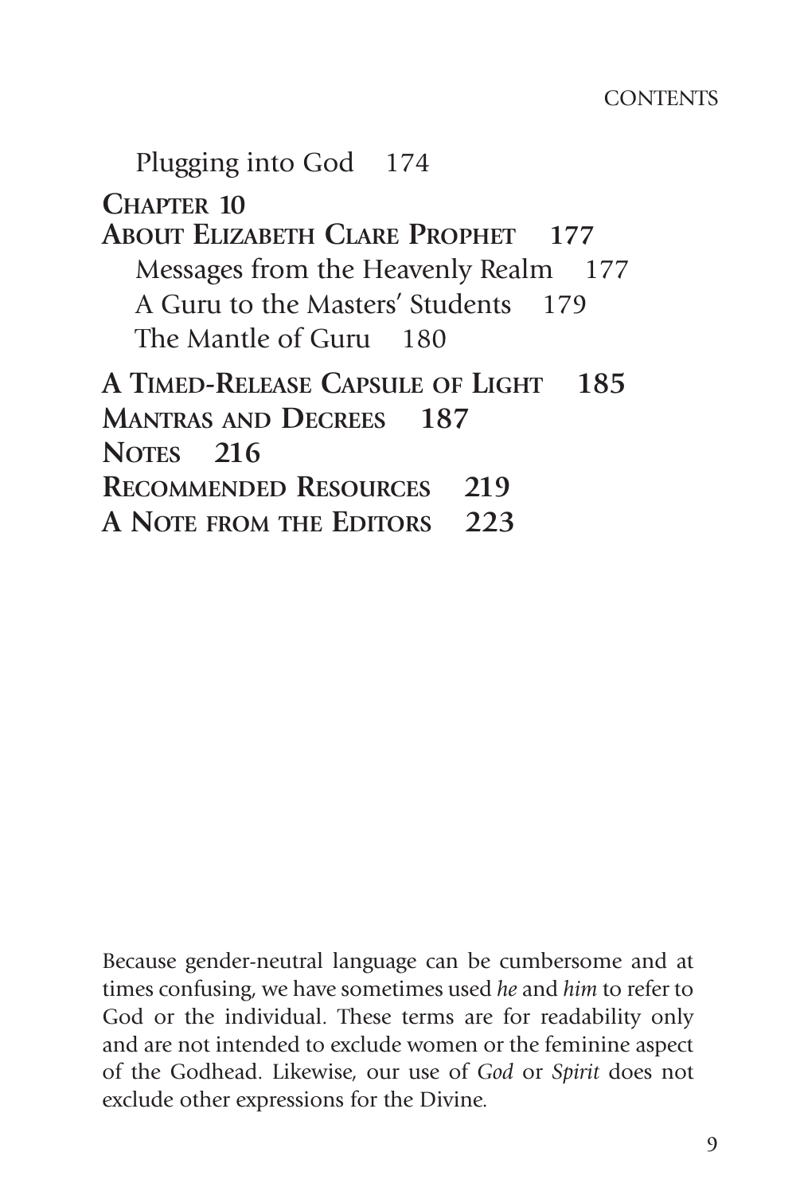Plugging into God 174

**CHAPTER 10**
**ABOUT ELIZABETH CLARE PROPHET 177**

Messages from the Heavenly Realm 177

A Guru to the Masters' Students 179

The Mantle of Guru 180

**A TIMED-RELEASE CAPSULE OF LIGHT 185**

**MANTRAS AND DECREES 187**

**NOTES 216**

**RECOMMENDED RESOURCES 219**

**A NOTE FROM THE EDITORS 223**

Because gender-neutral language can be cumbersome and at times confusing, we have sometimes used *he* and *him* to refer to God or the individual. These terms are for readability only and are not intended to exclude women or the feminine aspect of the Godhead. Likewise, our use of *God* or *Spirit* does not exclude other expressions for the Divine.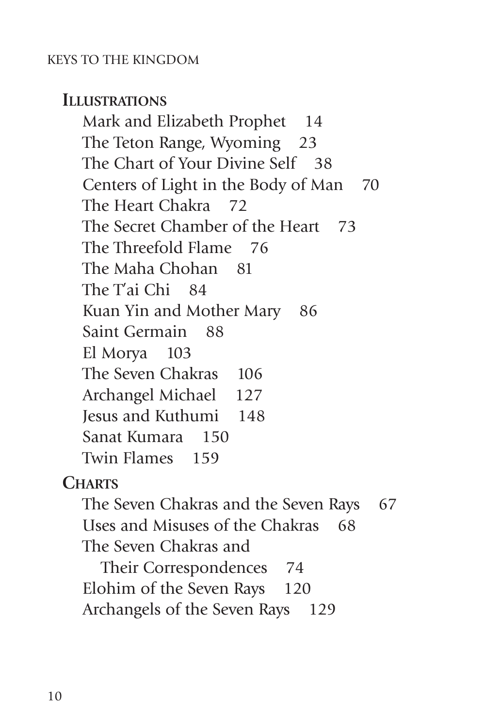## Illustrations

- Mark and Elizabeth Prophet 14
- The Teton Range, Wyoming 23
- The Chart of Your Divine Self 38
- Centers of Light in the Body of Man 70
- The Heart Chakra 72
- The Secret Chamber of the Heart 73
- The Threefold Flame 76
- The Maha Chohan 81
- The T'ai Chi 84
- Kuan Yin and Mother Mary 86
- Saint Germain 88
- El Morya 103
- The Seven Chakras 106
- Archangel Michael 127
- Jesus and Kuthumi 148
- Sanat Kumara 150
- Twin Flames 159

## Charts

- The Seven Chakras and the Seven Rays 67
- Uses and Misuses of the Chakras 68
- The Seven Chakras and Their Correspondences 74
- Elohim of the Seven Rays 120
- Archangels of the Seven Rays 129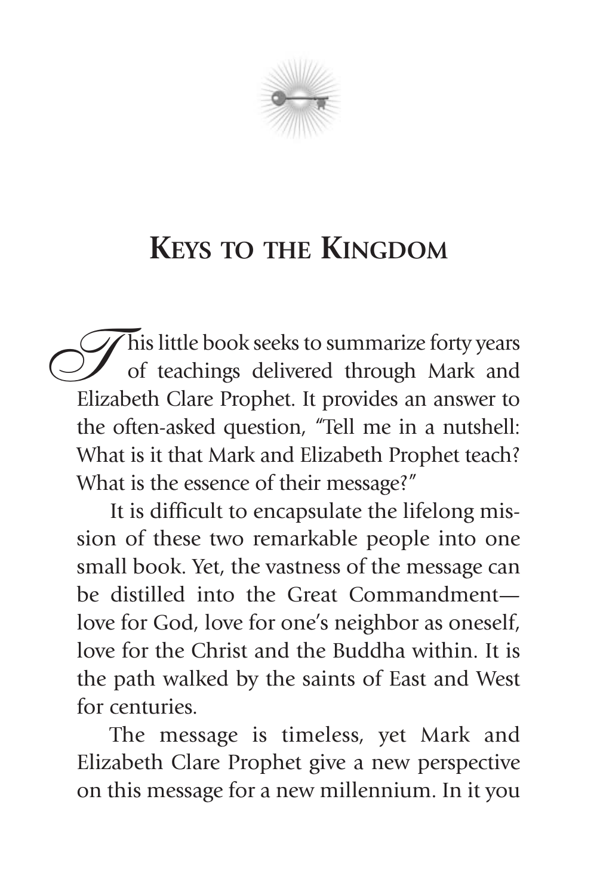# KEYS TO THE KINGDOM

This little book seeks to summarize forty years of teachings delivered through Mark and Elizabeth Clare Prophet. It provides an answer to the often-asked question, "Tell me in a nutshell: What is it that Mark and Elizabeth Prophet teach? What is the essence of their message?"

It is difficult to encapsulate the lifelong mission of these two remarkable people into one small book. Yet, the vastness of the message can be distilled into the Great Commandment—love for God, love for one's neighbor as oneself, love for the Christ and the Buddha within. It is the path walked by the saints of East and West for centuries.

The message is timeless, yet Mark and Elizabeth Clare Prophet give a new perspective on this message for a new millennium. In it you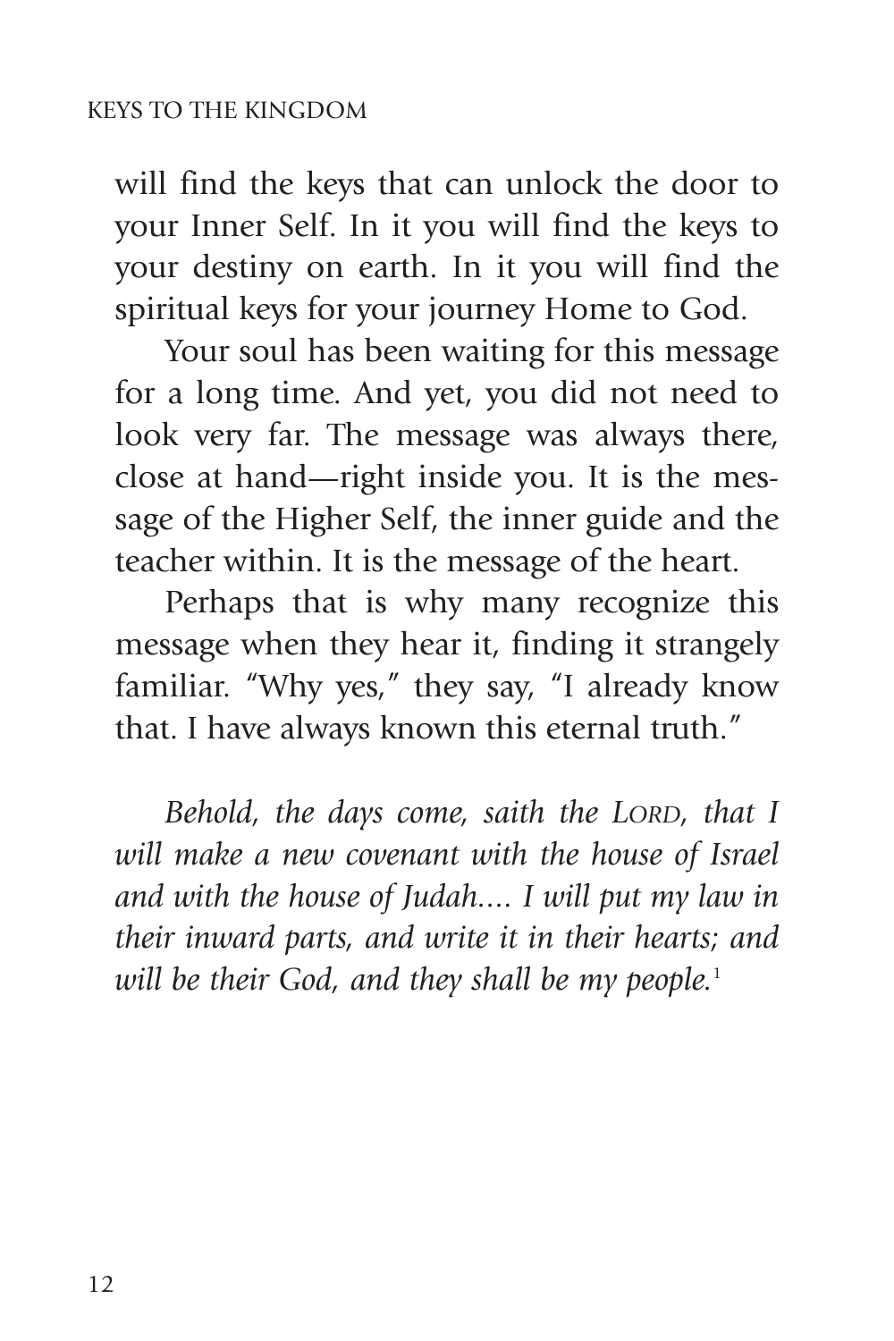will find the keys that can unlock the door to your Inner Self. In it you will find the keys to your destiny on earth. In it you will find the spiritual keys for your journey Home to God.

Your soul has been waiting for this message for a long time. And yet, you did not need to look very far. The message was always there, close at hand—right inside you. It is the message of the Higher Self, the inner guide and the teacher within. It is the message of the heart.

Perhaps that is why many recognize this message when they hear it, finding it strangely familiar. "Why yes," they say, "I already know that. I have always known this eternal truth."

*Behold, the days come, saith the LORD, that I will make a new covenant with the house of Israel and with the house of Judah.... I will put my law in their inward parts, and write it in their hearts; and will be their God, and they shall be my people.*[1]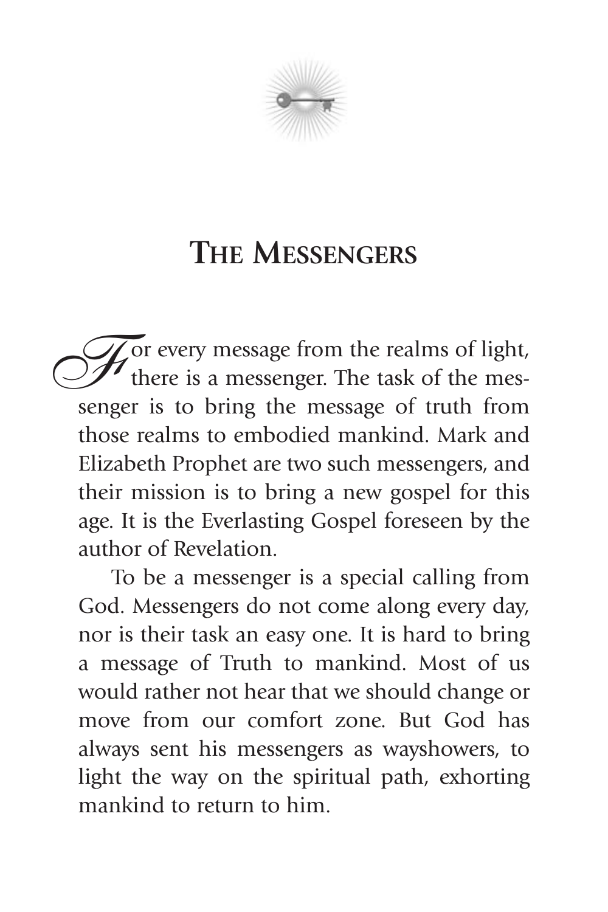# The Messengers

For every message from the realms of light, there is a messenger. The task of the messenger is to bring the message of truth from those realms to embodied mankind. Mark and Elizabeth Prophet are two such messengers, and their mission is to bring a new gospel for this age. It is the Everlasting Gospel foreseen by the author of Revelation.

To be a messenger is a special calling from God. Messengers do not come along every day, nor is their task an easy one. It is hard to bring a message of Truth to mankind. Most of us would rather not hear that we should change or move from our comfort zone. But God has always sent his messengers as wayshowers, to light the way on the spiritual path, exhorting mankind to return to him.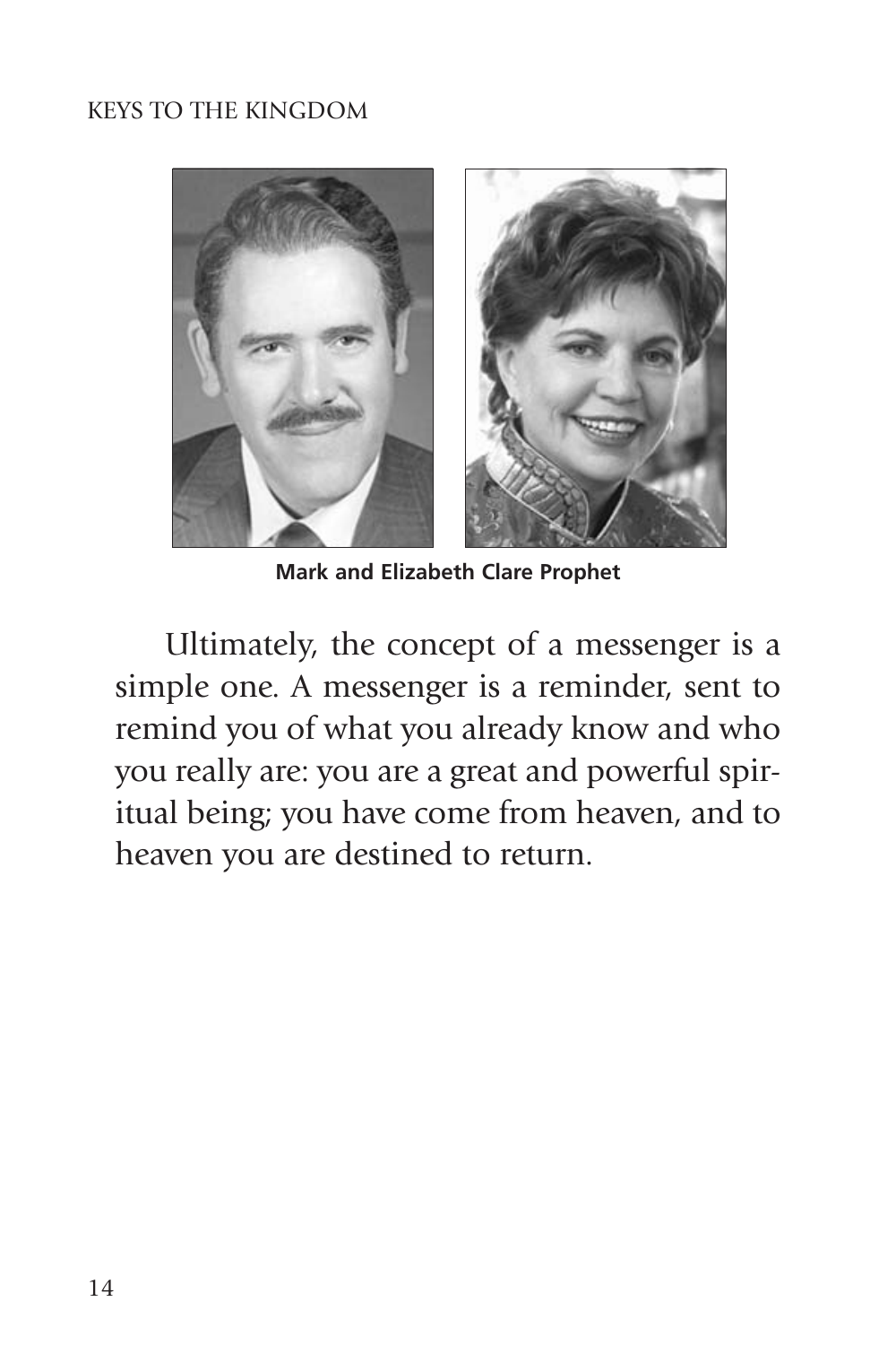Mark and Elizabeth Clare Prophet

Ultimately, the concept of a messenger is a simple one. A messenger is a reminder, sent to remind you of what you already know and who you really are: you are a great and powerful spiritual being; you have come from heaven, and to heaven you are destined to return.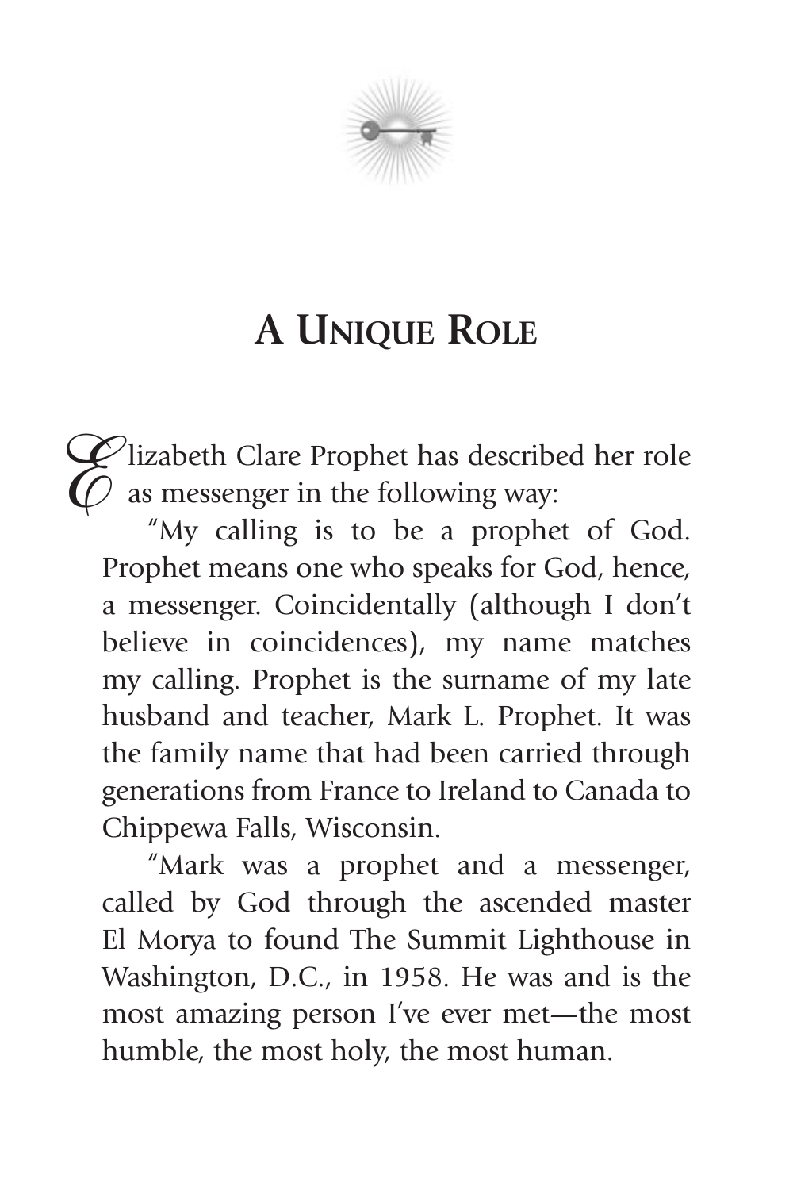# A Unique Role

Elizabeth Clare Prophet has described her role as messenger in the following way:

"My calling is to be a prophet of God. Prophet means one who speaks for God, hence, a messenger. Coincidentally (although I don't believe in coincidences), my name matches my calling. Prophet is the surname of my late husband and teacher, Mark L. Prophet. It was the family name that had been carried through generations from France to Ireland to Canada to Chippewa Falls, Wisconsin.

"Mark was a prophet and a messenger, called by God through the ascended master El Morya to found The Summit Lighthouse in Washington, D.C., in 1958. He was and is the most amazing person I've ever met—the most humble, the most holy, the most human.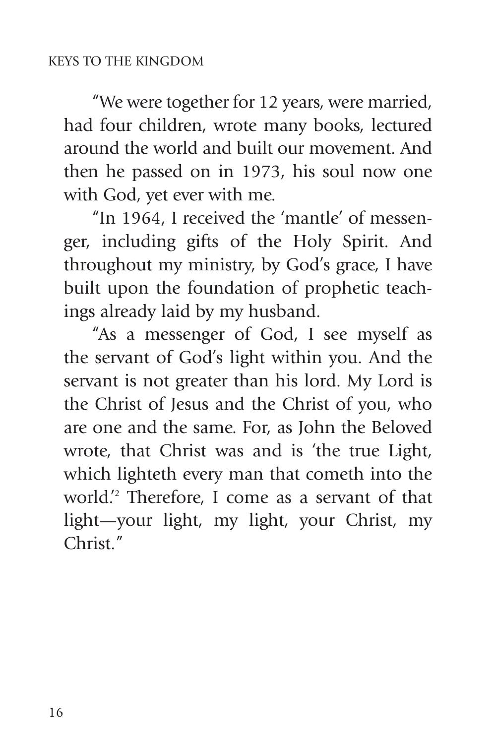"We were together for 12 years, were married, had four children, wrote many books, lectured around the world and built our movement. And then he passed on in 1973, his soul now one with God, yet ever with me.

"In 1964, I received the 'mantle' of messenger, including gifts of the Holy Spirit. And throughout my ministry, by God's grace, I have built upon the foundation of prophetic teachings already laid by my husband.

"As a messenger of God, I see myself as the servant of God's light within you. And the servant is not greater than his lord. My Lord is the Christ of Jesus and the Christ of you, who are one and the same. For, as John the Beloved wrote, that Christ was and is 'the true Light, which lighteth every man that cometh into the world.'[2] Therefore, I come as a servant of that light—your light, my light, your Christ, my Christ."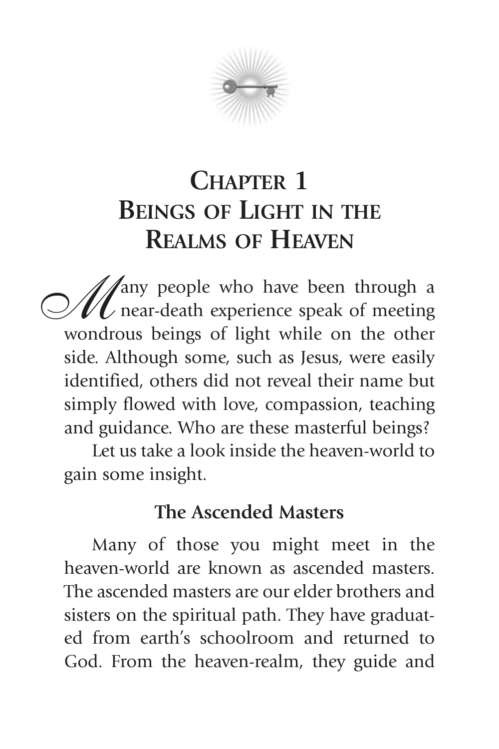# Chapter 1
# Beings of Light in the Realms of Heaven

Many people who have been through a near-death experience speak of meeting wondrous beings of light while on the other side. Although some, such as Jesus, were easily identified, others did not reveal their name but simply flowed with love, compassion, teaching and guidance. Who are these masterful beings?

Let us take a look inside the heaven-world to gain some insight.

## The Ascended Masters

Many of those you might meet in the heaven-world are known as ascended masters. The ascended masters are our elder brothers and sisters on the spiritual path. They have graduated from earth's schoolroom and returned to God. From the heaven-realm, they guide and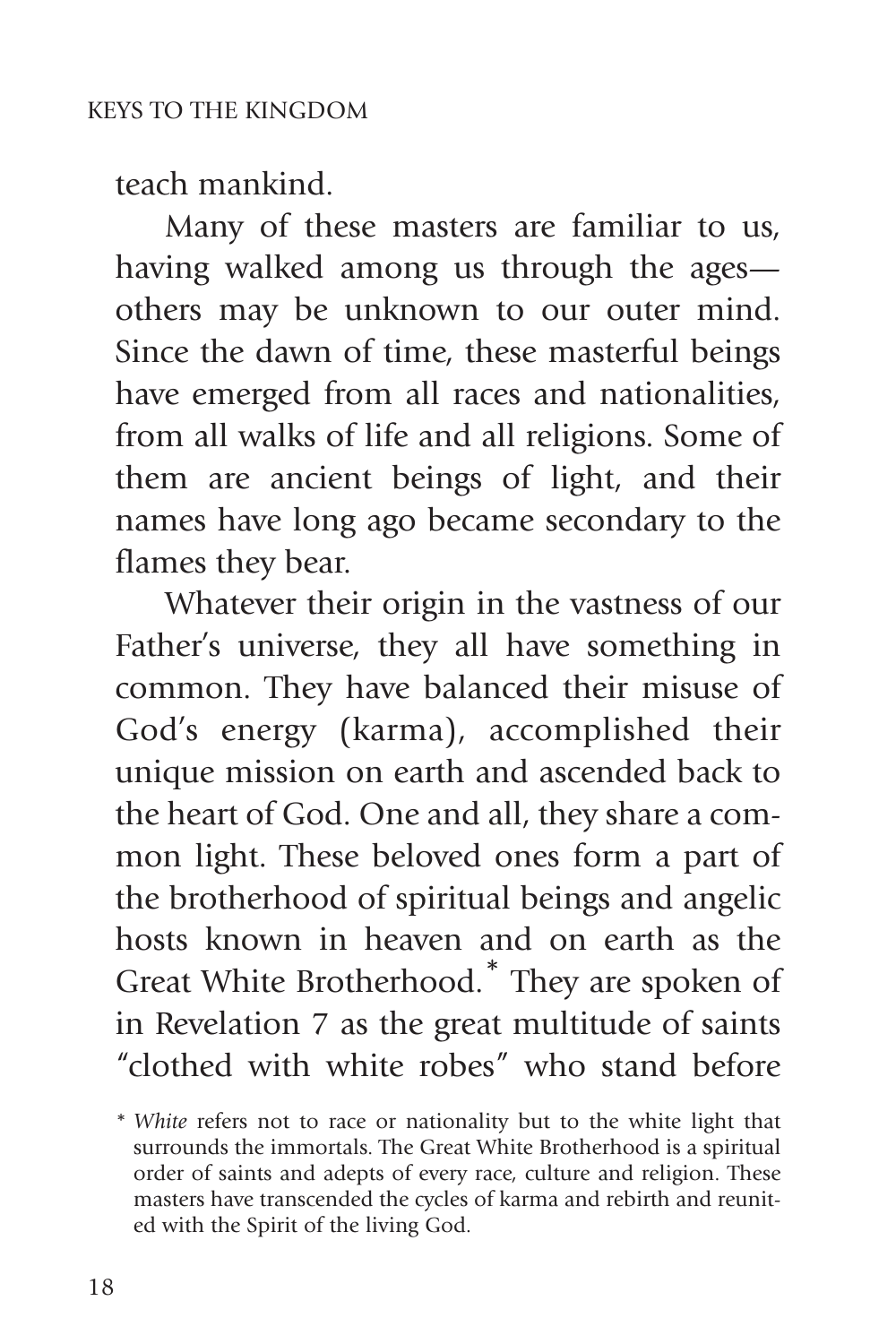teach mankind.

Many of these masters are familiar to us, having walked among us through the ages—others may be unknown to our outer mind. Since the dawn of time, these masterful beings have emerged from all races and nationalities, from all walks of life and all religions. Some of them are ancient beings of light, and their names have long ago became secondary to the flames they bear.

Whatever their origin in the vastness of our Father's universe, they all have something in common. They have balanced their misuse of God's energy (karma), accomplished their unique mission on earth and ascended back to the heart of God. One and all, they share a common light. These beloved ones form a part of the brotherhood of spiritual beings and angelic hosts known in heaven and on earth as the Great White Brotherhood.* They are spoken of in Revelation 7 as the great multitude of saints "clothed with white robes" who stand before

\* *White* refers not to race or nationality but to the white light that surrounds the immortals. The Great White Brotherhood is a spiritual order of saints and adepts of every race, culture and religion. These masters have transcended the cycles of karma and rebirth and reunited with the Spirit of the living God.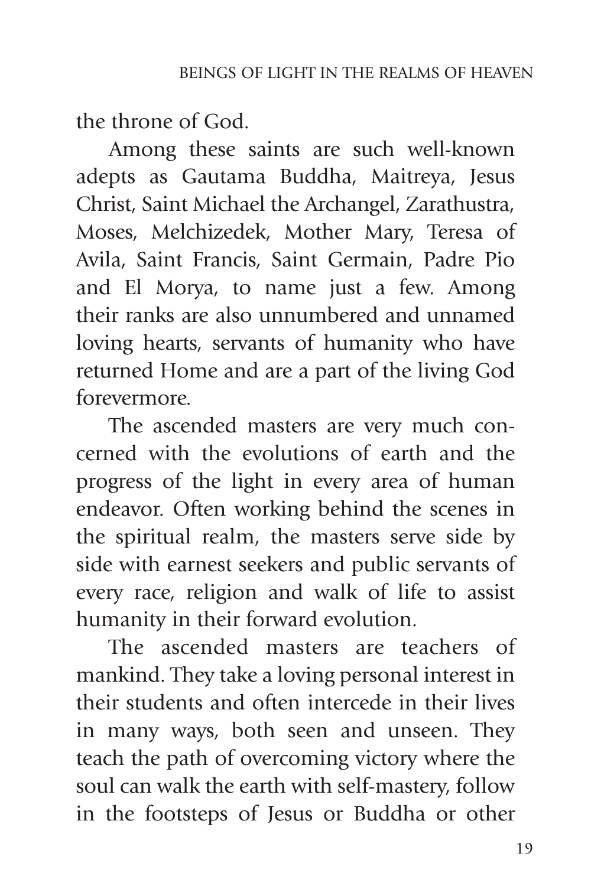the throne of God.

Among these saints are such well-known adepts as Gautama Buddha, Maitreya, Jesus Christ, Saint Michael the Archangel, Zarathustra, Moses, Melchizedek, Mother Mary, Teresa of Avila, Saint Francis, Saint Germain, Padre Pio and El Morya, to name just a few. Among their ranks are also unnumbered and unnamed loving hearts, servants of humanity who have returned Home and are a part of the living God forevermore.

The ascended masters are very much concerned with the evolutions of earth and the progress of the light in every area of human endeavor. Often working behind the scenes in the spiritual realm, the masters serve side by side with earnest seekers and public servants of every race, religion and walk of life to assist humanity in their forward evolution.

The ascended masters are teachers of mankind. They take a loving personal interest in their students and often intercede in their lives in many ways, both seen and unseen. They teach the path of overcoming victory where the soul can walk the earth with self-mastery, follow in the footsteps of Jesus or Buddha or other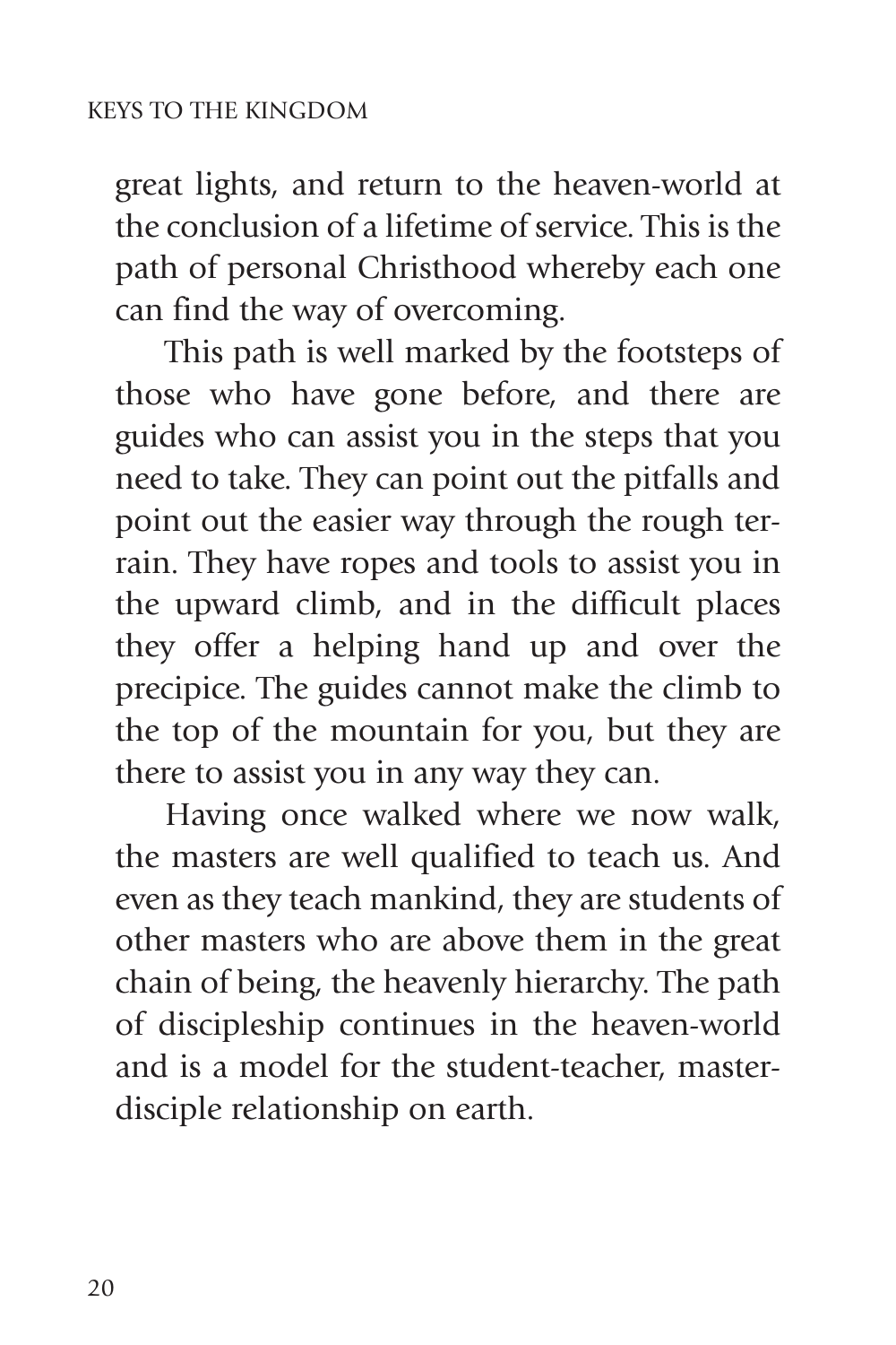great lights, and return to the heaven-world at the conclusion of a lifetime of service. This is the path of personal Christhood whereby each one can find the way of overcoming.

This path is well marked by the footsteps of those who have gone before, and there are guides who can assist you in the steps that you need to take. They can point out the pitfalls and point out the easier way through the rough terrain. They have ropes and tools to assist you in the upward climb, and in the difficult places they offer a helping hand up and over the precipice. The guides cannot make the climb to the top of the mountain for you, but they are there to assist you in any way they can.

Having once walked where we now walk, the masters are well qualified to teach us. And even as they teach mankind, they are students of other masters who are above them in the great chain of being, the heavenly hierarchy. The path of discipleship continues in the heaven-world and is a model for the student-teacher, master-disciple relationship on earth.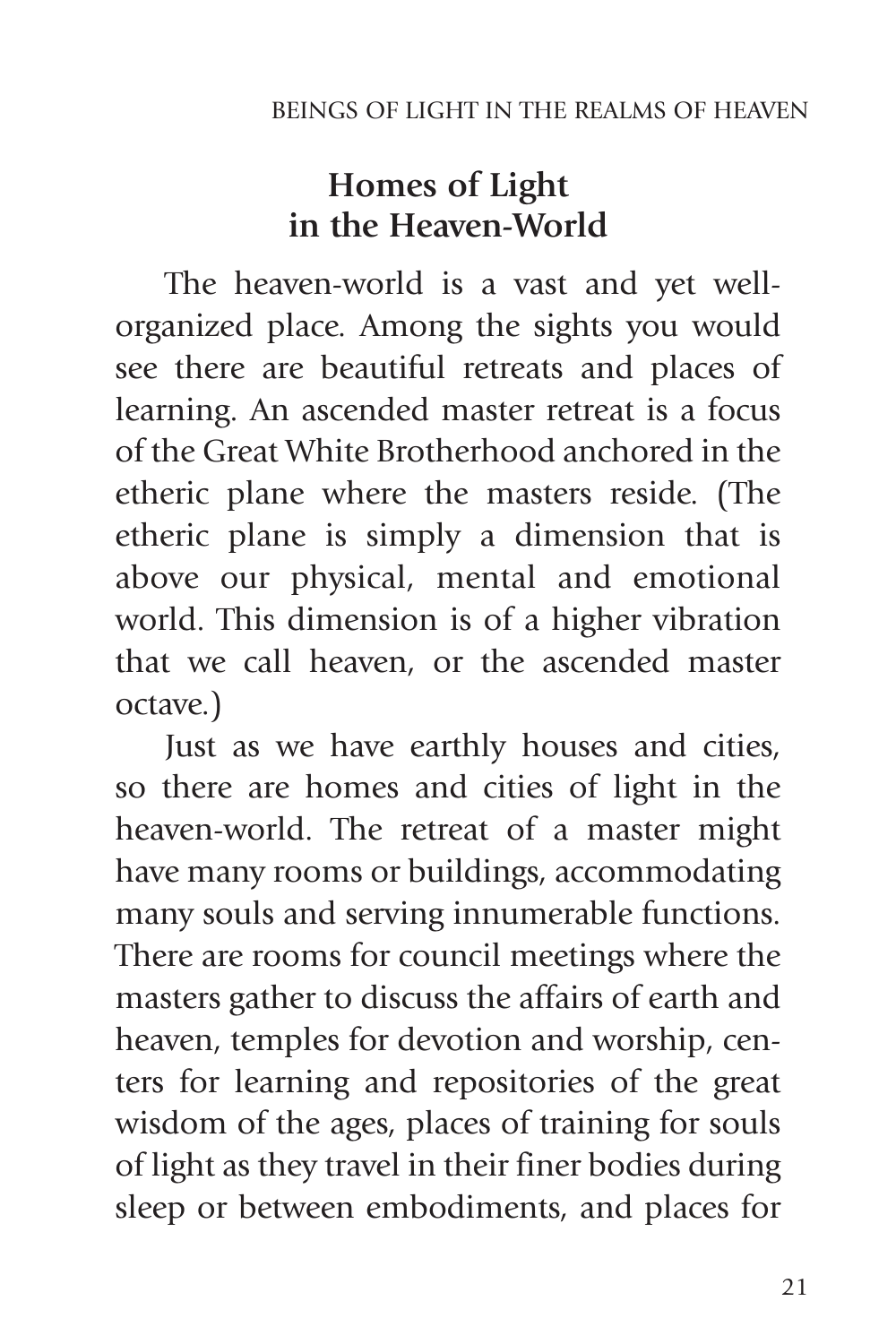## Homes of Light in the Heaven-World

The heaven-world is a vast and yet well-organized place. Among the sights you would see there are beautiful retreats and places of learning. An ascended master retreat is a focus of the Great White Brotherhood anchored in the etheric plane where the masters reside. (The etheric plane is simply a dimension that is above our physical, mental and emotional world. This dimension is of a higher vibration that we call heaven, or the ascended master octave.)

Just as we have earthly houses and cities, so there are homes and cities of light in the heaven-world. The retreat of a master might have many rooms or buildings, accommodating many souls and serving innumerable functions. There are rooms for council meetings where the masters gather to discuss the affairs of earth and heaven, temples for devotion and worship, centers for learning and repositories of the great wisdom of the ages, places of training for souls of light as they travel in their finer bodies during sleep or between embodiments, and places for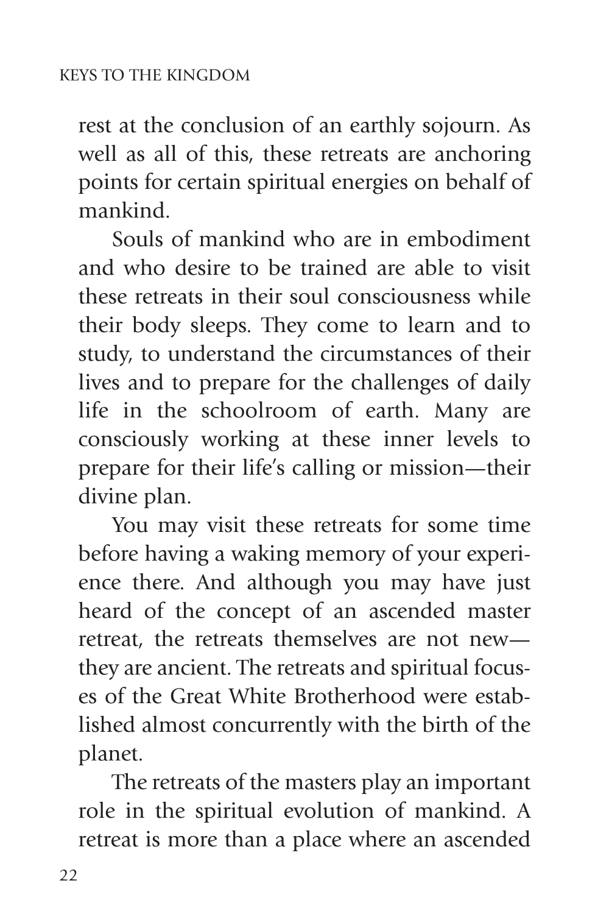rest at the conclusion of an earthly sojourn. As well as all of this, these retreats are anchoring points for certain spiritual energies on behalf of mankind.

Souls of mankind who are in embodiment and who desire to be trained are able to visit these retreats in their soul consciousness while their body sleeps. They come to learn and to study, to understand the circumstances of their lives and to prepare for the challenges of daily life in the schoolroom of earth. Many are consciously working at these inner levels to prepare for their life's calling or mission—their divine plan.

You may visit these retreats for some time before having a waking memory of your experience there. And although you may have just heard of the concept of an ascended master retreat, the retreats themselves are not new—they are ancient. The retreats and spiritual focuses of the Great White Brotherhood were established almost concurrently with the birth of the planet.

The retreats of the masters play an important role in the spiritual evolution of mankind. A retreat is more than a place where an ascended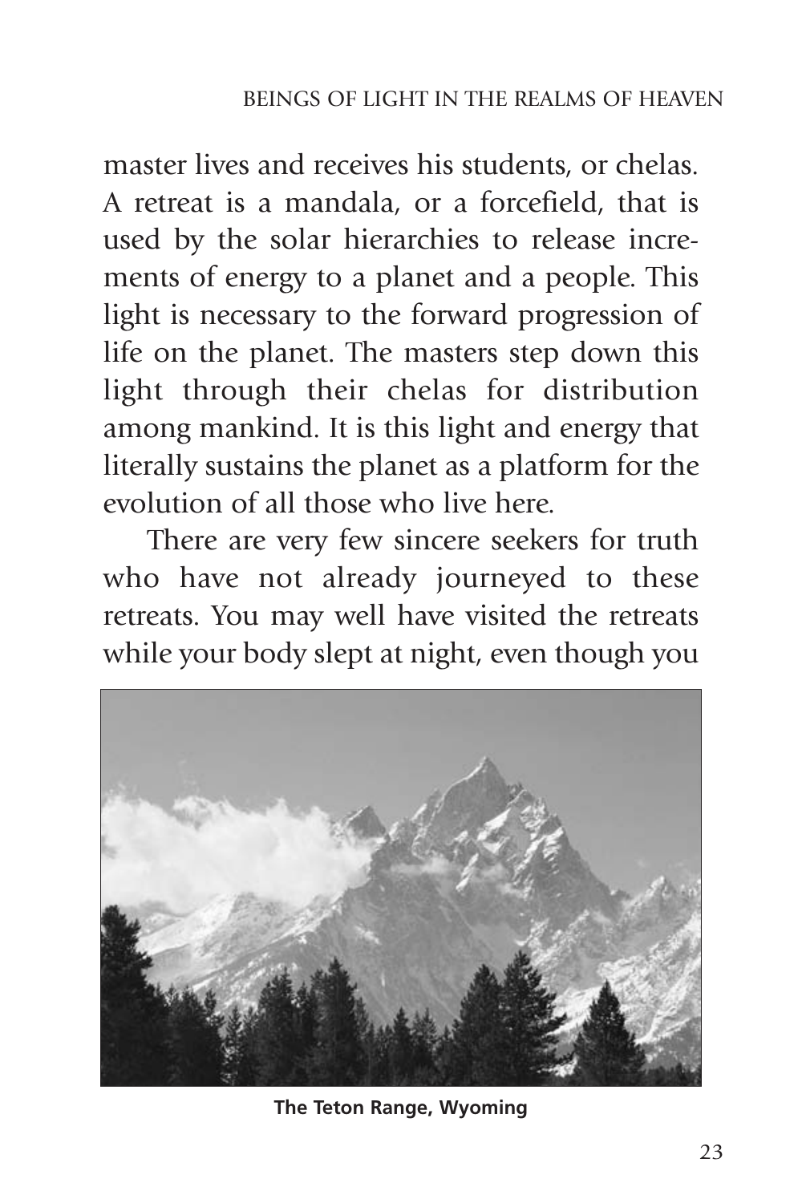master lives and receives his students, or chelas. A retreat is a mandala, or a forcefield, that is used by the solar hierarchies to release increments of energy to a planet and a people. This light is necessary to the forward progression of life on the planet. The masters step down this light through their chelas for distribution among mankind. It is this light and energy that literally sustains the planet as a platform for the evolution of all those who live here.

There are very few sincere seekers for truth who have not already journeyed to these retreats. You may well have visited the retreats while your body slept at night, even though you

**The Teton Range, Wyoming**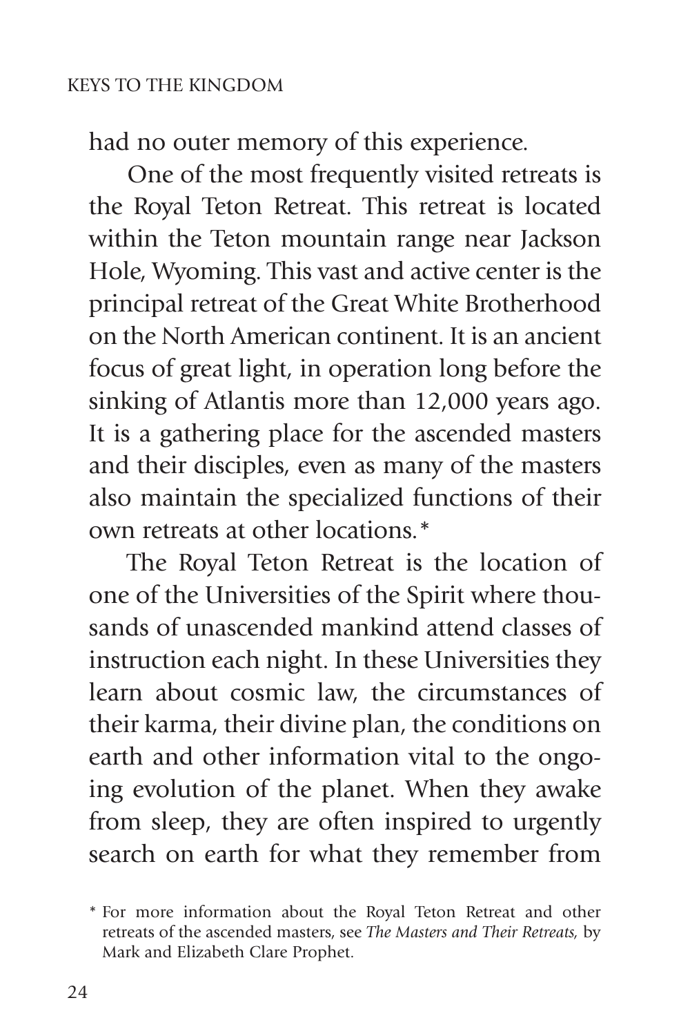had no outer memory of this experience.

One of the most frequently visited retreats is the Royal Teton Retreat. This retreat is located within the Teton mountain range near Jackson Hole, Wyoming. This vast and active center is the principal retreat of the Great White Brotherhood on the North American continent. It is an ancient focus of great light, in operation long before the sinking of Atlantis more than 12,000 years ago. It is a gathering place for the ascended masters and their disciples, even as many of the masters also maintain the specialized functions of their own retreats at other locations.*

The Royal Teton Retreat is the location of one of the Universities of the Spirit where thousands of unascended mankind attend classes of instruction each night. In these Universities they learn about cosmic law, the circumstances of their karma, their divine plan, the conditions on earth and other information vital to the ongoing evolution of the planet. When they awake from sleep, they are often inspired to urgently search on earth for what they remember from

\* For more information about the Royal Teton Retreat and other retreats of the ascended masters, see *The Masters and Their Retreats,* by Mark and Elizabeth Clare Prophet.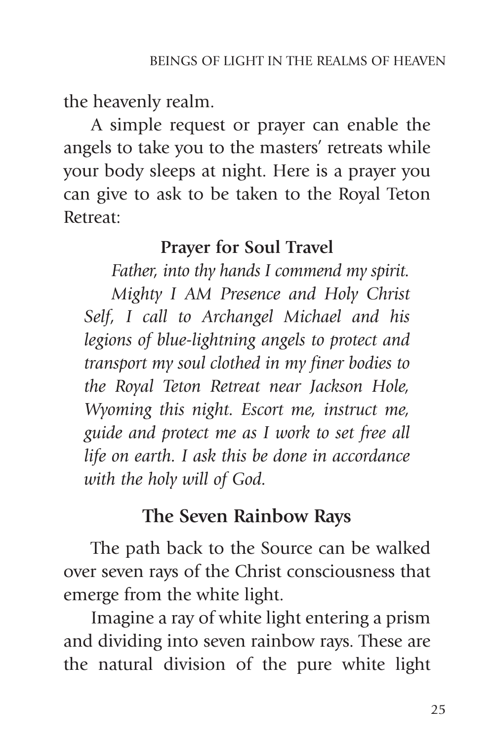the heavenly realm.

A simple request or prayer can enable the angels to take you to the masters' retreats while your body sleeps at night. Here is a prayer you can give to ask to be taken to the Royal Teton Retreat:

**Prayer for Soul Travel**

*Father, into thy hands I commend my spirit.*

*Mighty I AM Presence and Holy Christ Self, I call to Archangel Michael and his legions of blue-lightning angels to protect and transport my soul clothed in my finer bodies to the Royal Teton Retreat near Jackson Hole, Wyoming this night. Escort me, instruct me, guide and protect me as I work to set free all life on earth. I ask this be done in accordance with the holy will of God.*

## The Seven Rainbow Rays

The path back to the Source can be walked over seven rays of the Christ consciousness that emerge from the white light.

Imagine a ray of white light entering a prism and dividing into seven rainbow rays. These are the natural division of the pure white light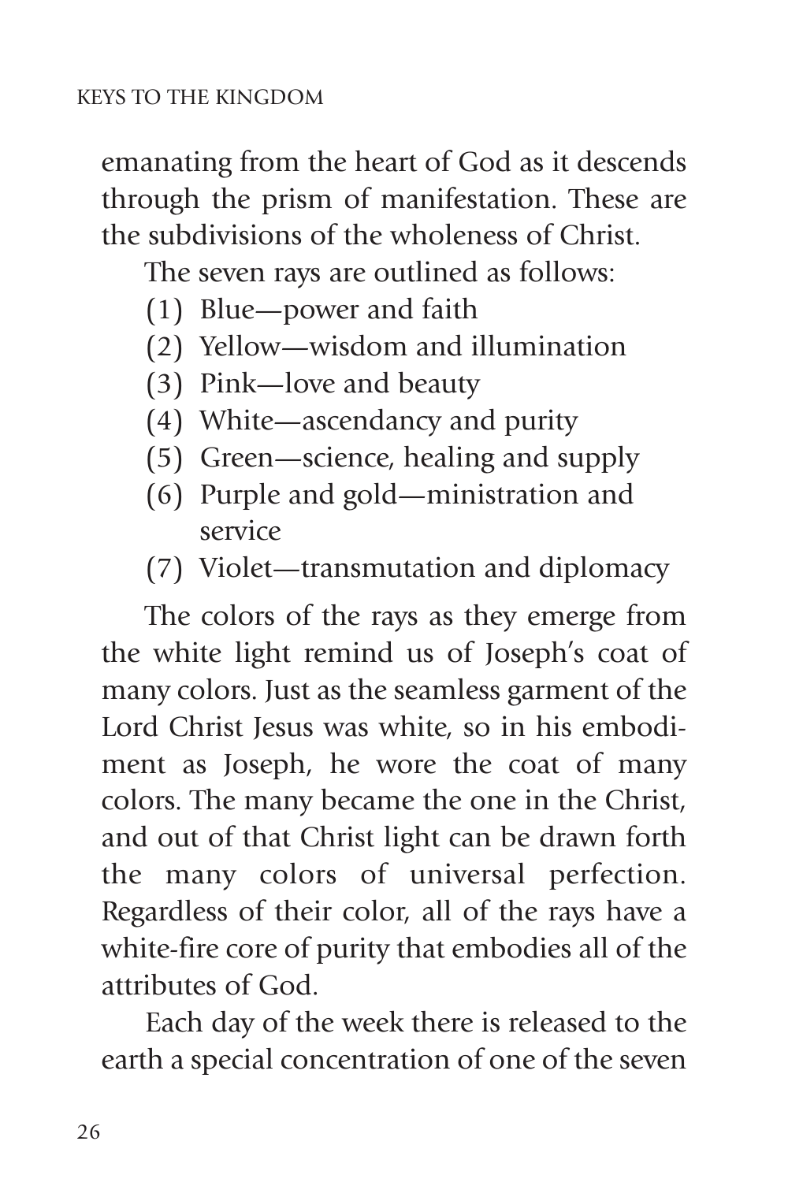emanating from the heart of God as it descends through the prism of manifestation. These are the subdivisions of the wholeness of Christ.

The seven rays are outlined as follows:

(1) Blue—power and faith
(2) Yellow—wisdom and illumination
(3) Pink—love and beauty
(4) White—ascendancy and purity
(5) Green—science, healing and supply
(6) Purple and gold—ministration and service
(7) Violet—transmutation and diplomacy

The colors of the rays as they emerge from the white light remind us of Joseph's coat of many colors. Just as the seamless garment of the Lord Christ Jesus was white, so in his embodiment as Joseph, he wore the coat of many colors. The many became the one in the Christ, and out of that Christ light can be drawn forth the many colors of universal perfection. Regardless of their color, all of the rays have a white-fire core of purity that embodies all of the attributes of God.

Each day of the week there is released to the earth a special concentration of one of the seven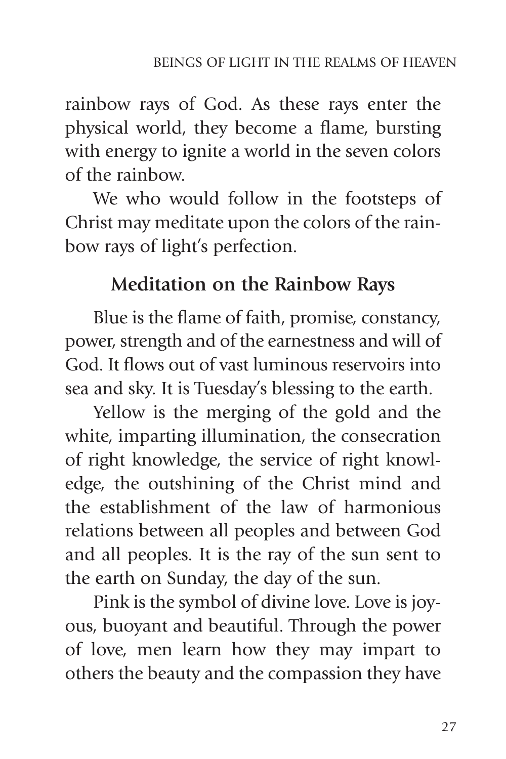rainbow rays of God. As these rays enter the physical world, they become a flame, bursting with energy to ignite a world in the seven colors of the rainbow.

We who would follow in the footsteps of Christ may meditate upon the colors of the rainbow rays of light's perfection.

## Meditation on the Rainbow Rays

Blue is the flame of faith, promise, constancy, power, strength and of the earnestness and will of God. It flows out of vast luminous reservoirs into sea and sky. It is Tuesday's blessing to the earth.

Yellow is the merging of the gold and the white, imparting illumination, the consecration of right knowledge, the service of right knowledge, the outshining of the Christ mind and the establishment of the law of harmonious relations between all peoples and between God and all peoples. It is the ray of the sun sent to the earth on Sunday, the day of the sun.

Pink is the symbol of divine love. Love is joyous, buoyant and beautiful. Through the power of love, men learn how they may impart to others the beauty and the compassion they have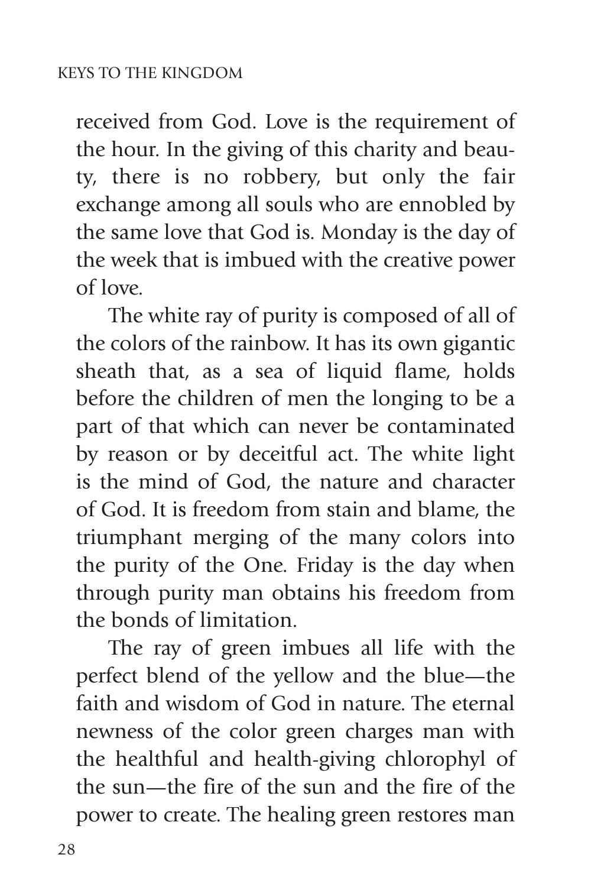received from God. Love is the requirement of the hour. In the giving of this charity and beauty, there is no robbery, but only the fair exchange among all souls who are ennobled by the same love that God is. Monday is the day of the week that is imbued with the creative power of love.

The white ray of purity is composed of all of the colors of the rainbow. It has its own gigantic sheath that, as a sea of liquid flame, holds before the children of men the longing to be a part of that which can never be contaminated by reason or by deceitful act. The white light is the mind of God, the nature and character of God. It is freedom from stain and blame, the triumphant merging of the many colors into the purity of the One. Friday is the day when through purity man obtains his freedom from the bonds of limitation.

The ray of green imbues all life with the perfect blend of the yellow and the blue—the faith and wisdom of God in nature. The eternal newness of the color green charges man with the healthful and health-giving chlorophyl of the sun—the fire of the sun and the fire of the power to create. The healing green restores man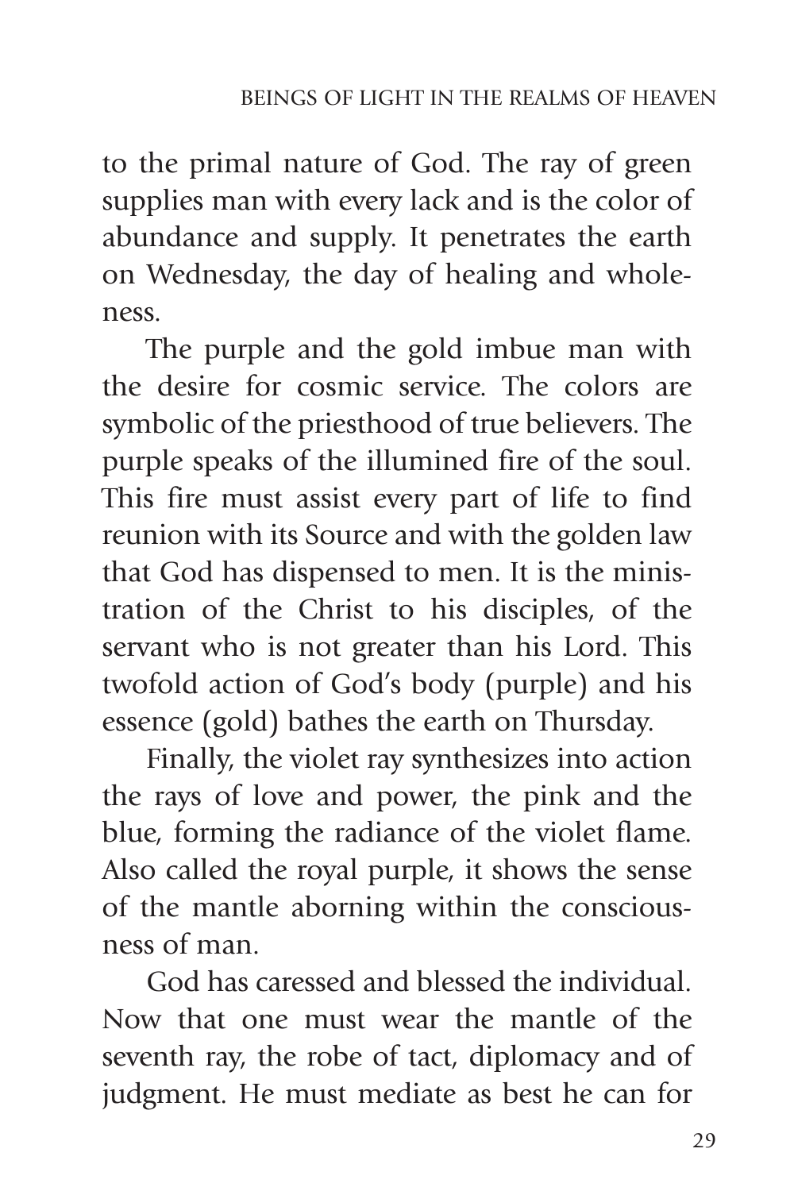to the primal nature of God. The ray of green supplies man with every lack and is the color of abundance and supply. It penetrates the earth on Wednesday, the day of healing and wholeness.

The purple and the gold imbue man with the desire for cosmic service. The colors are symbolic of the priesthood of true believers. The purple speaks of the illumined fire of the soul. This fire must assist every part of life to find reunion with its Source and with the golden law that God has dispensed to men. It is the ministration of the Christ to his disciples, of the servant who is not greater than his Lord. This twofold action of God's body (purple) and his essence (gold) bathes the earth on Thursday.

Finally, the violet ray synthesizes into action the rays of love and power, the pink and the blue, forming the radiance of the violet flame. Also called the royal purple, it shows the sense of the mantle aborning within the consciousness of man.

God has caressed and blessed the individual. Now that one must wear the mantle of the seventh ray, the robe of tact, diplomacy and of judgment. He must mediate as best he can for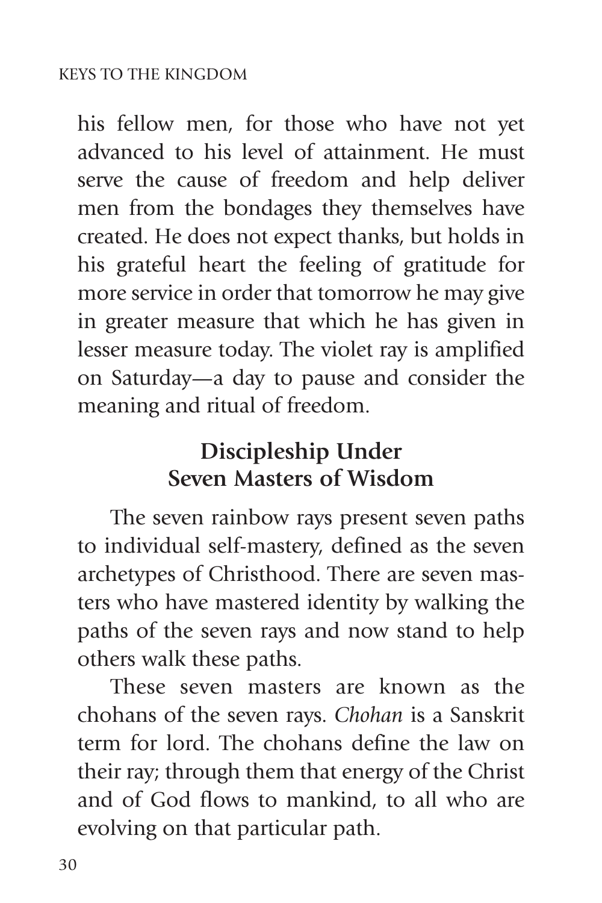his fellow men, for those who have not yet advanced to his level of attainment. He must serve the cause of freedom and help deliver men from the bondages they themselves have created. He does not expect thanks, but holds in his grateful heart the feeling of gratitude for more service in order that tomorrow he may give in greater measure that which he has given in lesser measure today. The violet ray is amplified on Saturday—a day to pause and consider the meaning and ritual of freedom.

## Discipleship Under Seven Masters of Wisdom

The seven rainbow rays present seven paths to individual self-mastery, defined as the seven archetypes of Christhood. There are seven masters who have mastered identity by walking the paths of the seven rays and now stand to help others walk these paths.

These seven masters are known as the chohans of the seven rays. *Chohan* is a Sanskrit term for lord. The chohans define the law on their ray; through them that energy of the Christ and of God flows to mankind, to all who are evolving on that particular path.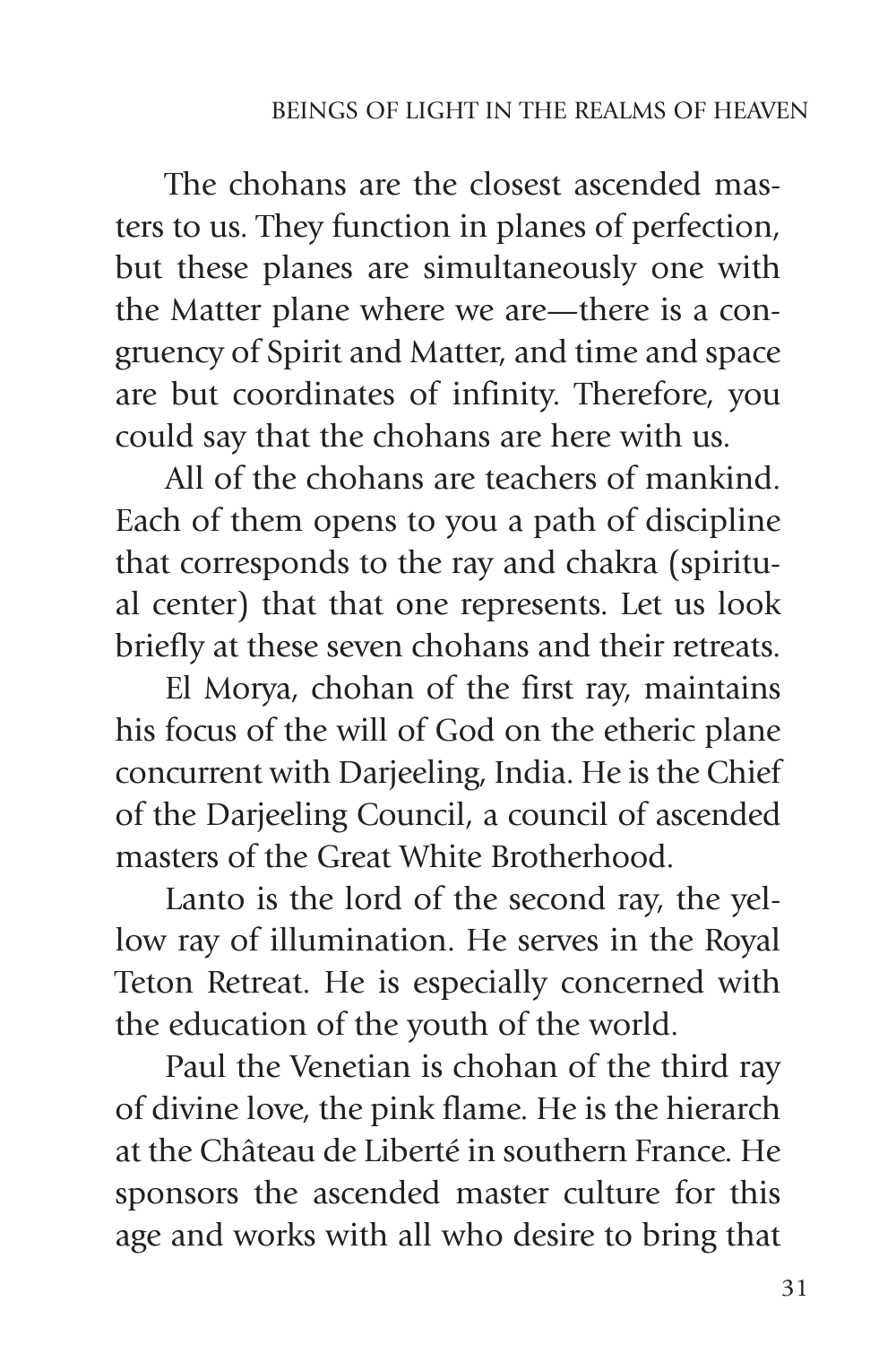The chohans are the closest ascended masters to us. They function in planes of perfection, but these planes are simultaneously one with the Matter plane where we are—there is a congruency of Spirit and Matter, and time and space are but coordinates of infinity. Therefore, you could say that the chohans are here with us.

All of the chohans are teachers of mankind. Each of them opens to you a path of discipline that corresponds to the ray and chakra (spiritual center) that that one represents. Let us look briefly at these seven chohans and their retreats.

El Morya, chohan of the first ray, maintains his focus of the will of God on the etheric plane concurrent with Darjeeling, India. He is the Chief of the Darjeeling Council, a council of ascended masters of the Great White Brotherhood.

Lanto is the lord of the second ray, the yellow ray of illumination. He serves in the Royal Teton Retreat. He is especially concerned with the education of the youth of the world.

Paul the Venetian is chohan of the third ray of divine love, the pink flame. He is the hierarch at the Château de Liberté in southern France. He sponsors the ascended master culture for this age and works with all who desire to bring that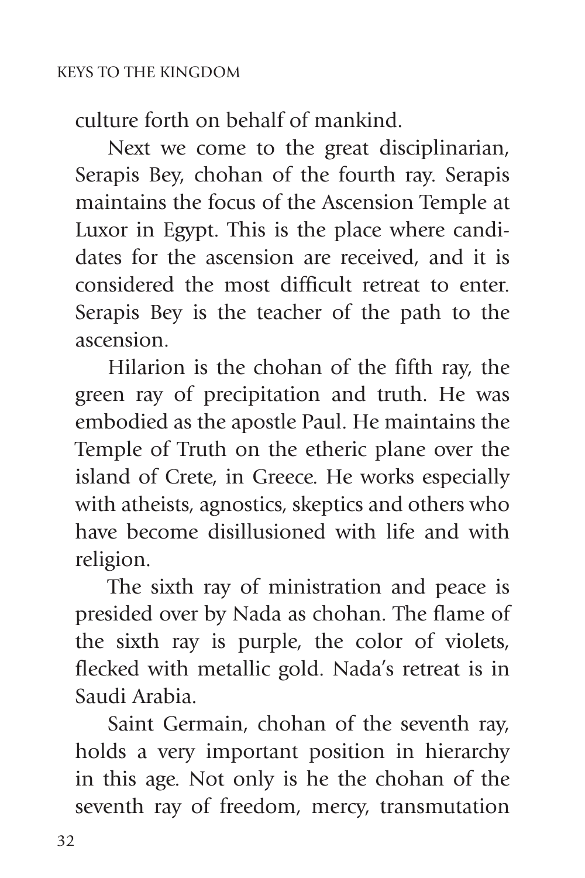culture forth on behalf of mankind.

Next we come to the great disciplinarian, Serapis Bey, chohan of the fourth ray. Serapis maintains the focus of the Ascension Temple at Luxor in Egypt. This is the place where candidates for the ascension are received, and it is considered the most difficult retreat to enter. Serapis Bey is the teacher of the path to the ascension.

Hilarion is the chohan of the fifth ray, the green ray of precipitation and truth. He was embodied as the apostle Paul. He maintains the Temple of Truth on the etheric plane over the island of Crete, in Greece. He works especially with atheists, agnostics, skeptics and others who have become disillusioned with life and with religion.

The sixth ray of ministration and peace is presided over by Nada as chohan. The flame of the sixth ray is purple, the color of violets, flecked with metallic gold. Nada's retreat is in Saudi Arabia.

Saint Germain, chohan of the seventh ray, holds a very important position in hierarchy in this age. Not only is he the chohan of the seventh ray of freedom, mercy, transmutation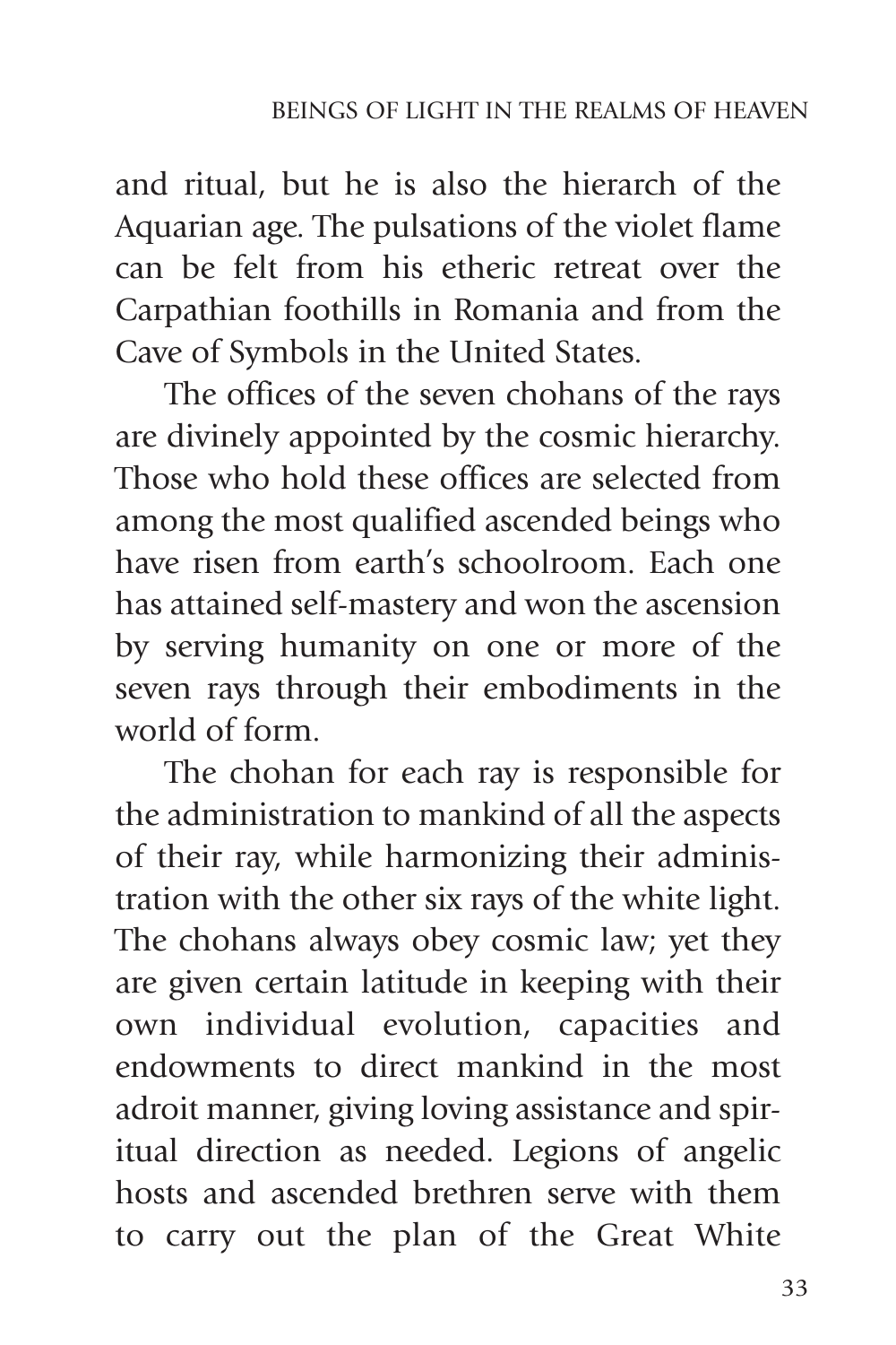and ritual, but he is also the hierarch of the Aquarian age. The pulsations of the violet flame can be felt from his etheric retreat over the Carpathian foothills in Romania and from the Cave of Symbols in the United States.

The offices of the seven chohans of the rays are divinely appointed by the cosmic hierarchy. Those who hold these offices are selected from among the most qualified ascended beings who have risen from earth's schoolroom. Each one has attained self-mastery and won the ascension by serving humanity on one or more of the seven rays through their embodiments in the world of form.

The chohan for each ray is responsible for the administration to mankind of all the aspects of their ray, while harmonizing their administration with the other six rays of the white light. The chohans always obey cosmic law; yet they are given certain latitude in keeping with their own individual evolution, capacities and endowments to direct mankind in the most adroit manner, giving loving assistance and spiritual direction as needed. Legions of angelic hosts and ascended brethren serve with them to carry out the plan of the Great White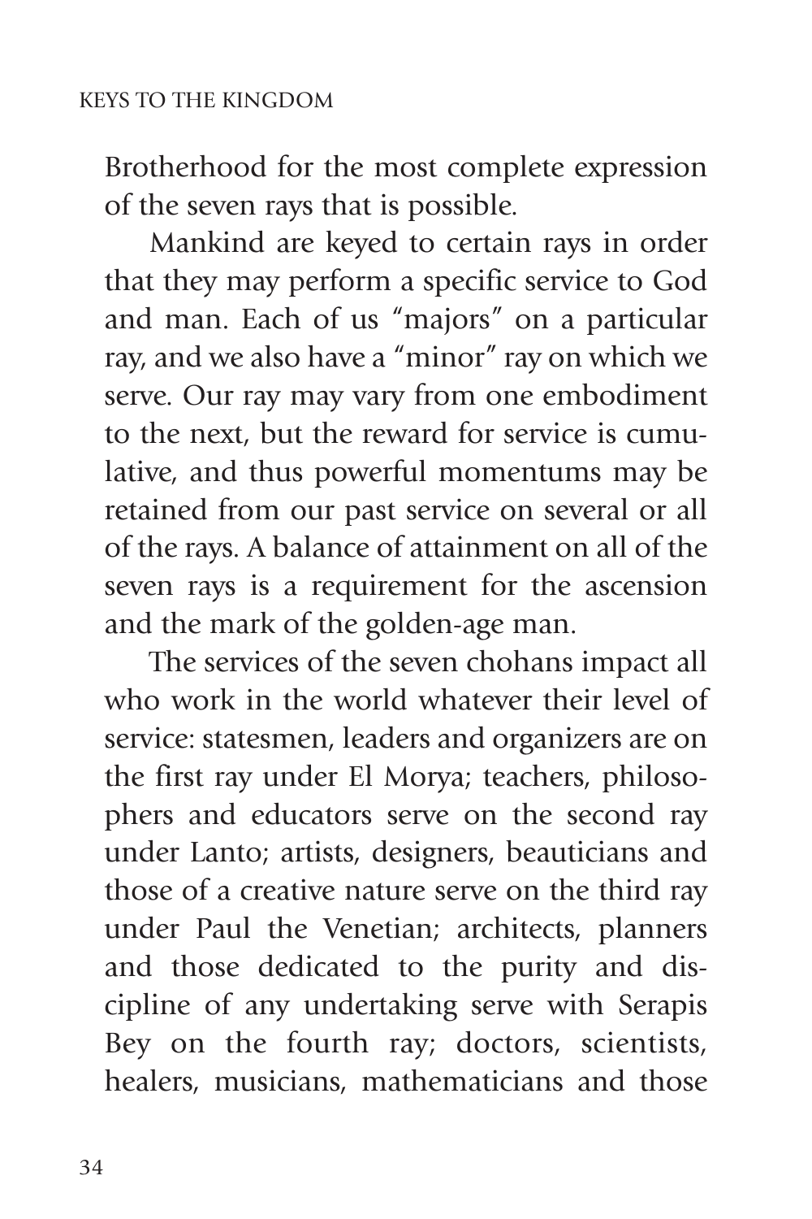Brotherhood for the most complete expression of the seven rays that is possible.

Mankind are keyed to certain rays in order that they may perform a specific service to God and man. Each of us "majors" on a particular ray, and we also have a "minor" ray on which we serve. Our ray may vary from one embodiment to the next, but the reward for service is cumulative, and thus powerful momentums may be retained from our past service on several or all of the rays. A balance of attainment on all of the seven rays is a requirement for the ascension and the mark of the golden-age man.

The services of the seven chohans impact all who work in the world whatever their level of service: statesmen, leaders and organizers are on the first ray under El Morya; teachers, philosophers and educators serve on the second ray under Lanto; artists, designers, beauticians and those of a creative nature serve on the third ray under Paul the Venetian; architects, planners and those dedicated to the purity and discipline of any undertaking serve with Serapis Bey on the fourth ray; doctors, scientists, healers, musicians, mathematicians and those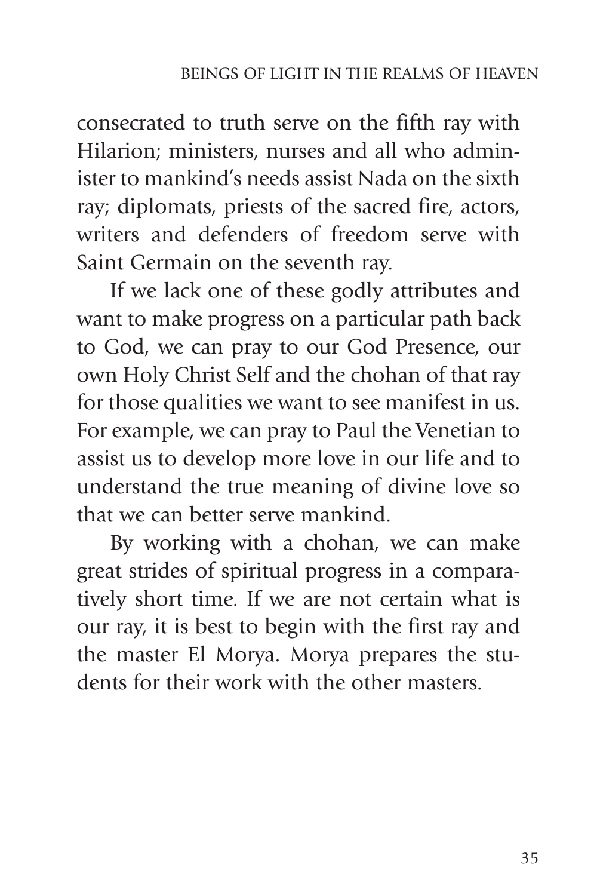consecrated to truth serve on the fifth ray with Hilarion; ministers, nurses and all who administer to mankind's needs assist Nada on the sixth ray; diplomats, priests of the sacred fire, actors, writers and defenders of freedom serve with Saint Germain on the seventh ray.

If we lack one of these godly attributes and want to make progress on a particular path back to God, we can pray to our God Presence, our own Holy Christ Self and the chohan of that ray for those qualities we want to see manifest in us. For example, we can pray to Paul the Venetian to assist us to develop more love in our life and to understand the true meaning of divine love so that we can better serve mankind.

By working with a chohan, we can make great strides of spiritual progress in a comparatively short time. If we are not certain what is our ray, it is best to begin with the first ray and the master El Morya. Morya prepares the students for their work with the other masters.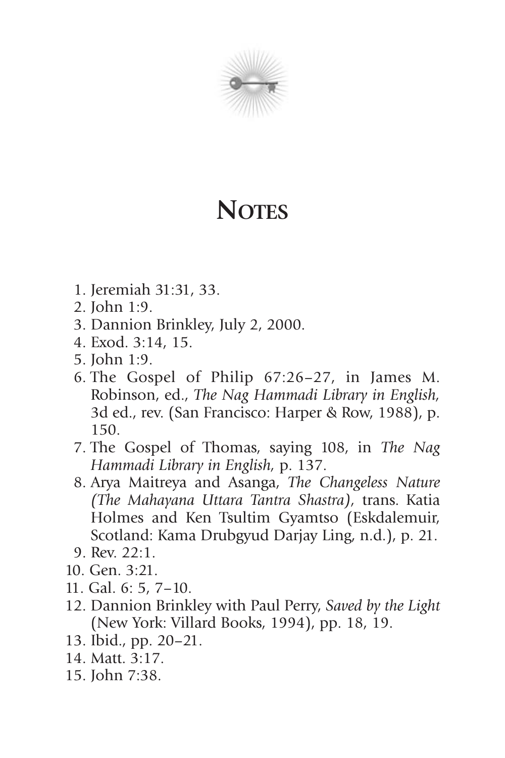# Notes

1. Jeremiah 31:31, 33.
2. John 1:9.
3. Dannion Brinkley, July 2, 2000.
4. Exod. 3:14, 15.
5. John 1:9.
6. The Gospel of Philip 67:26–27, in James M. Robinson, ed., *The Nag Hammadi Library in English*, 3d ed., rev. (San Francisco: Harper & Row, 1988), p. 150.
7. The Gospel of Thomas, saying 108, in *The Nag Hammadi Library in English*, p. 137.
8. Arya Maitreya and Asanga, *The Changeless Nature (The Mahayana Uttara Tantra Shastra)*, trans. Katia Holmes and Ken Tsultim Gyamtso (Eskdalemuir, Scotland: Kama Drubgyud Darjay Ling, n.d.), p. 21.
9. Rev. 22:1.
10. Gen. 3:21.
11. Gal. 6: 5, 7–10.
12. Dannion Brinkley with Paul Perry, *Saved by the Light* (New York: Villard Books, 1994), pp. 18, 19.
13. Ibid., pp. 20–21.
14. Matt. 3:17.
15. John 7:38.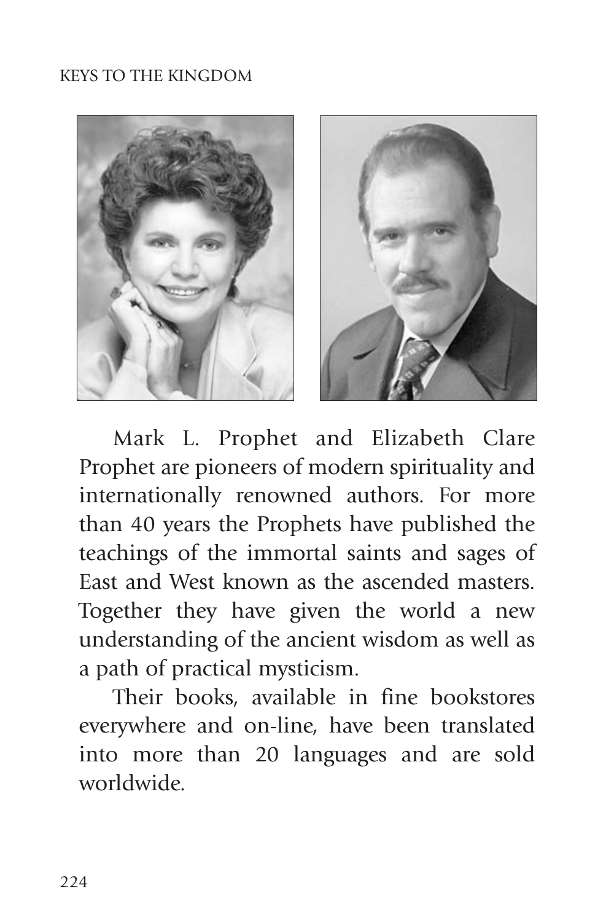Mark L. Prophet and Elizabeth Clare Prophet are pioneers of modern spirituality and internationally renowned authors. For more than 40 years the Prophets have published the teachings of the immortal saints and sages of East and West known as the ascended masters. Together they have given the world a new understanding of the ancient wisdom as well as a path of practical mysticism.

Their books, available in fine bookstores everywhere and on-line, have been translated into more than 20 languages and are sold worldwide.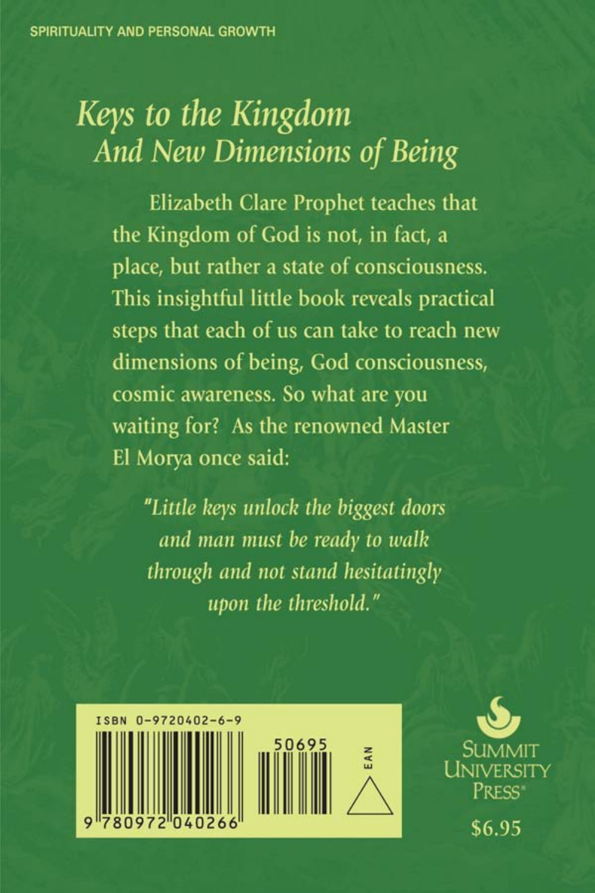SPIRITUALITY AND PERSONAL GROWTH

# *Keys to the Kingdom*
## *And New Dimensions of Being*

Elizabeth Clare Prophet teaches that the Kingdom of God is not, in fact, a place, but rather a state of consciousness. This insightful little book reveals practical steps that each of us can take to reach new dimensions of being, God consciousness, cosmic awareness. So what are you waiting for? As the renowned Master El Morya once said:

*"Little keys unlock the biggest doors and man must be ready to walk through and not stand hesitatingly upon the threshold."*

ISBN 0-9720402-6-9

50695

EAN

9 780972 040266

SUMMIT UNIVERSITY PRESS®

$6.95